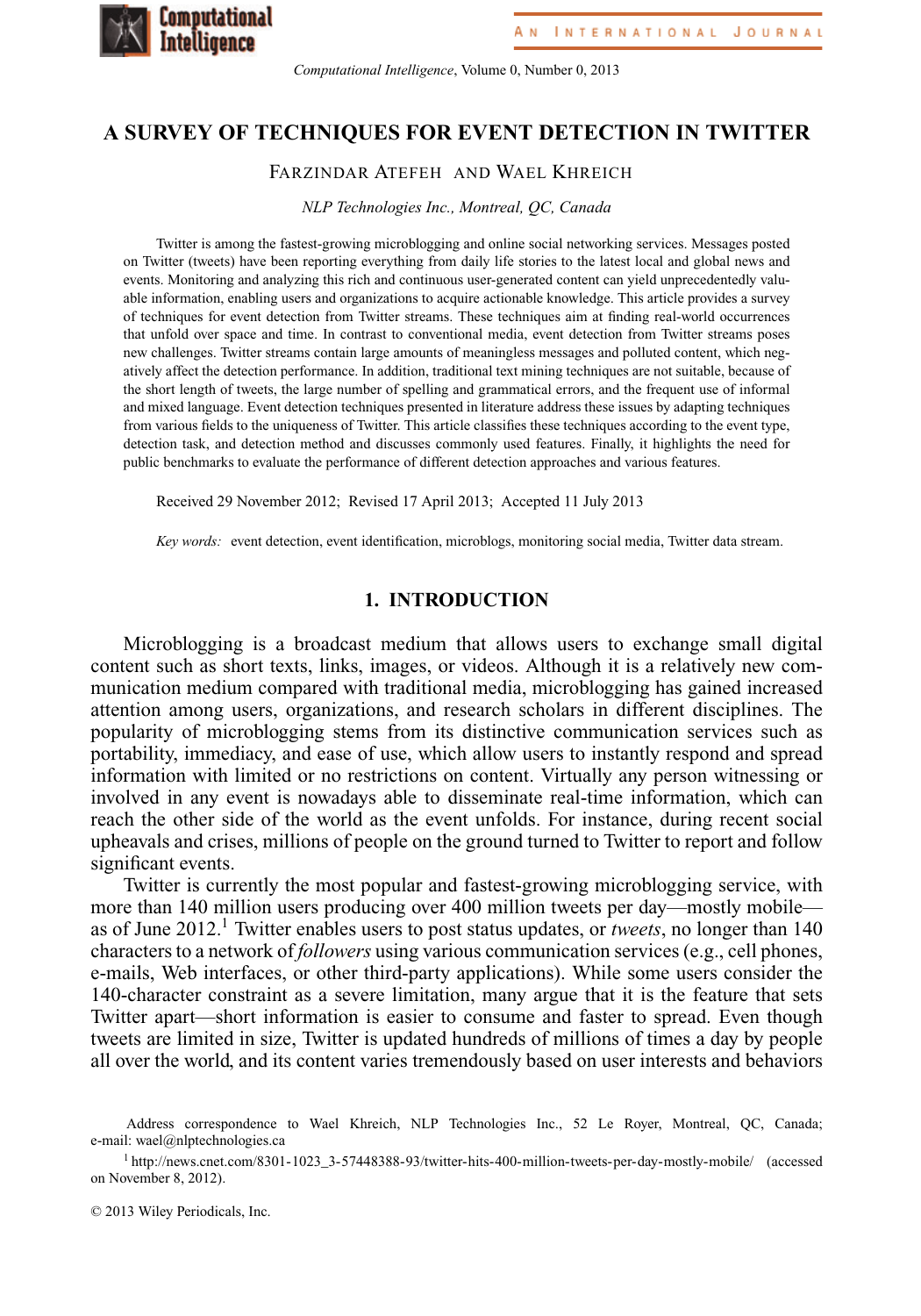# A SURVEY OF TECHNIQUES FOR EVENT DETECTION IN TWITTER

FARZINDAR ATEFEH AND WAEL KHREICH

*NLP Technologies Inc., Montreal, QC, Canada*

Twitter is among the fastest-growing microblogging and online social networking services. Messages posted on Twitter (tweets) have been reporting everything from daily life stories to the latest local and global news and events. Monitoring and analyzing this rich and continuous user-generated content can yield unprecedentedly valuable information, enabling users and organizations to acquire actionable knowledge. This article provides a survey of techniques for event detection from Twitter streams. These techniques aim at finding real-world occurrences that unfold over space and time. In contrast to conventional media, event detection from Twitter streams poses new challenges. Twitter streams contain large amounts of meaningless messages and polluted content, which negatively affect the detection performance. In addition, traditional text mining techniques are not suitable, because of the short length of tweets, the large number of spelling and grammatical errors, and the frequent use of informal and mixed language. Event detection techniques presented in literature address these issues by adapting techniques from various fields to the uniqueness of Twitter. This article classifies these techniques according to the event type, detection task, and detection method and discusses commonly used features. Finally, it highlights the need for public benchmarks to evaluate the performance of different detection approaches and various features.

Received 29 November 2012; Revised 17 April 2013; Accepted 11 July 2013

*Key words:* event detection, event identification, microblogs, monitoring social media, Twitter data stream.

## 1. INTRODUCTION

Microblogging is a broadcast medium that allows users to exchange small digital content such as short texts, links, images, or videos. Although it is a relatively new communication medium compared with traditional media, microblogging has gained increased attention among users, organizations, and research scholars in different disciplines. The popularity of microblogging stems from its distinctive communication services such as portability, immediacy, and ease of use, which allow users to instantly respond and spread information with limited or no restrictions on content. Virtually any person witnessing or involved in any event is nowadays able to disseminate real-time information, which can reach the other side of the world as the event unfolds. For instance, during recent social upheavals and crises, millions of people on the ground turned to Twitter to report and follow significant events.

Twitter is currently the most popular and fastest-growing microblogging service, with more than 140 million users producing over 400 million tweets per day—mostly mobile—as of June 2012.[1] Twitter enables users to post status updates, or *tweets*, no longer than 140 characters to a network of *followers* using various communication services (e.g., cell phones, e-mails, Web interfaces, or other third-party applications). While some users consider the 140-character constraint as a severe limitation, many argue that it is the feature that sets Twitter apart—short information is easier to consume and faster to spread. Even though tweets are limited in size, Twitter is updated hundreds of millions of times a day by people all over the world, and its content varies tremendously based on user interests and behaviors

Address correspondence to Wael Khreich, NLP Technologies Inc., 52 Le Royer, Montreal, QC, Canada; e-mail: wael@nlptechnologies.ca

[1] http://news.cnet.com/8301-1023_3-57448388-93/twitter-hits-400-million-tweets-per-day-mostly-mobile/ (accessed on November 8, 2012).

© 2013 Wiley Periodicals, Inc.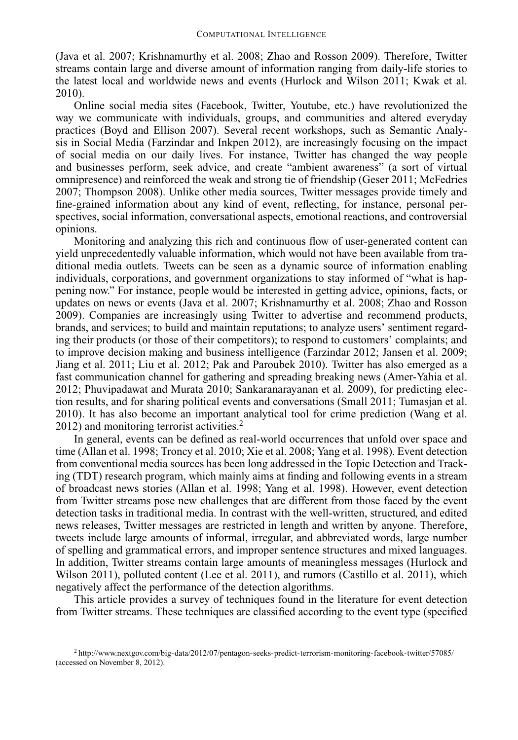(Java et al. 2007; Krishnamurthy et al. 2008; Zhao and Rosson 2009). Therefore, Twitter streams contain large and diverse amount of information ranging from daily-life stories to the latest local and worldwide news and events (Hurlock and Wilson 2011; Kwak et al. 2010).

Online social media sites (Facebook, Twitter, Youtube, etc.) have revolutionized the way we communicate with individuals, groups, and communities and altered everyday practices (Boyd and Ellison 2007). Several recent workshops, such as Semantic Analysis in Social Media (Farzindar and Inkpen 2012), are increasingly focusing on the impact of social media on our daily lives. For instance, Twitter has changed the way people and businesses perform, seek advice, and create "ambient awareness" (a sort of virtual omnipresence) and reinforced the weak and strong tie of friendship (Geser 2011; McFedries 2007; Thompson 2008). Unlike other media sources, Twitter messages provide timely and fine-grained information about any kind of event, reflecting, for instance, personal perspectives, social information, conversational aspects, emotional reactions, and controversial opinions.

Monitoring and analyzing this rich and continuous flow of user-generated content can yield unprecedentedly valuable information, which would not have been available from traditional media outlets. Tweets can be seen as a dynamic source of information enabling individuals, corporations, and government organizations to stay informed of "what is happening now." For instance, people would be interested in getting advice, opinions, facts, or updates on news or events (Java et al. 2007; Krishnamurthy et al. 2008; Zhao and Rosson 2009). Companies are increasingly using Twitter to advertise and recommend products, brands, and services; to build and maintain reputations; to analyze users' sentiment regarding their products (or those of their competitors); to respond to customers' complaints; and to improve decision making and business intelligence (Farzindar 2012; Jansen et al. 2009; Jiang et al. 2011; Liu et al. 2012; Pak and Paroubek 2010). Twitter has also emerged as a fast communication channel for gathering and spreading breaking news (Amer-Yahia et al. 2012; Phuvipadawat and Murata 2010; Sankaranarayanan et al. 2009), for predicting election results, and for sharing political events and conversations (Small 2011; Tumasjan et al. 2010). It has also become an important analytical tool for crime prediction (Wang et al. 2012) and monitoring terrorist activities.[2]

In general, events can be defined as real-world occurrences that unfold over space and time (Allan et al. 1998; Troncy et al. 2010; Xie et al. 2008; Yang et al. 1998). Event detection from conventional media sources has been long addressed in the Topic Detection and Tracking (TDT) research program, which mainly aims at finding and following events in a stream of broadcast news stories (Allan et al. 1998; Yang et al. 1998). However, event detection from Twitter streams pose new challenges that are different from those faced by the event detection tasks in traditional media. In contrast with the well-written, structured, and edited news releases, Twitter messages are restricted in length and written by anyone. Therefore, tweets include large amounts of informal, irregular, and abbreviated words, large number of spelling and grammatical errors, and improper sentence structures and mixed languages. In addition, Twitter streams contain large amounts of meaningless messages (Hurlock and Wilson 2011), polluted content (Lee et al. 2011), and rumors (Castillo et al. 2011), which negatively affect the performance of the detection algorithms.

This article provides a survey of techniques found in the literature for event detection from Twitter streams. These techniques are classified according to the event type (specified

[2] http://www.nextgov.com/big-data/2012/07/pentagon-seeks-predict-terrorism-monitoring-facebook-twitter/57085/ (accessed on November 8, 2012).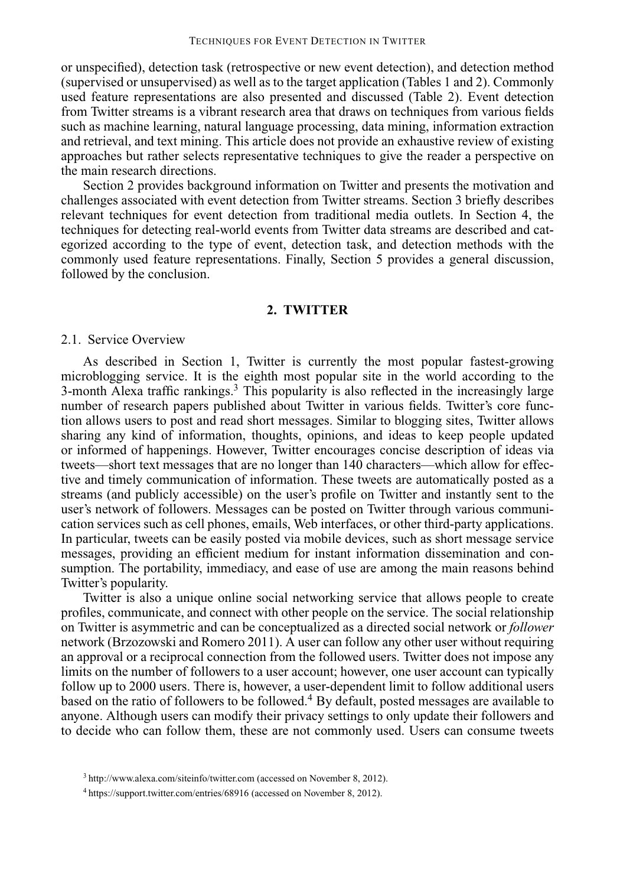or unspecified), detection task (retrospective or new event detection), and detection method (supervised or unsupervised) as well as to the target application (Tables 1 and 2). Commonly used feature representations are also presented and discussed (Table 2). Event detection from Twitter streams is a vibrant research area that draws on techniques from various fields such as machine learning, natural language processing, data mining, information extraction and retrieval, and text mining. This article does not provide an exhaustive review of existing approaches but rather selects representative techniques to give the reader a perspective on the main research directions.

Section 2 provides background information on Twitter and presents the motivation and challenges associated with event detection from Twitter streams. Section 3 briefly describes relevant techniques for event detection from traditional media outlets. In Section 4, the techniques for detecting real-world events from Twitter data streams are described and categorized according to the type of event, detection task, and detection methods with the commonly used feature representations. Finally, Section 5 provides a general discussion, followed by the conclusion.

## 2. TWITTER

### 2.1. Service Overview

As described in Section 1, Twitter is currently the most popular fastest-growing microblogging service. It is the eighth most popular site in the world according to the 3-month Alexa traffic rankings.[3] This popularity is also reflected in the increasingly large number of research papers published about Twitter in various fields. Twitter's core function allows users to post and read short messages. Similar to blogging sites, Twitter allows sharing any kind of information, thoughts, opinions, and ideas to keep people updated or informed of happenings. However, Twitter encourages concise description of ideas via tweets—short text messages that are no longer than 140 characters—which allow for effective and timely communication of information. These tweets are automatically posted as a streams (and publicly accessible) on the user's profile on Twitter and instantly sent to the user's network of followers. Messages can be posted on Twitter through various communication services such as cell phones, emails, Web interfaces, or other third-party applications. In particular, tweets can be easily posted via mobile devices, such as short message service messages, providing an efficient medium for instant information dissemination and consumption. The portability, immediacy, and ease of use are among the main reasons behind Twitter's popularity.

Twitter is also a unique online social networking service that allows people to create profiles, communicate, and connect with other people on the service. The social relationship on Twitter is asymmetric and can be conceptualized as a directed social network or *follower* network (Brzozowski and Romero 2011). A user can follow any other user without requiring an approval or a reciprocal connection from the followed users. Twitter does not impose any limits on the number of followers to a user account; however, one user account can typically follow up to 2000 users. There is, however, a user-dependent limit to follow additional users based on the ratio of followers to be followed.[4] By default, posted messages are available to anyone. Although users can modify their privacy settings to only update their followers and to decide who can follow them, these are not commonly used. Users can consume tweets

[3] http://www.alexa.com/siteinfo/twitter.com (accessed on November 8, 2012).

[4] https://support.twitter.com/entries/68916 (accessed on November 8, 2012).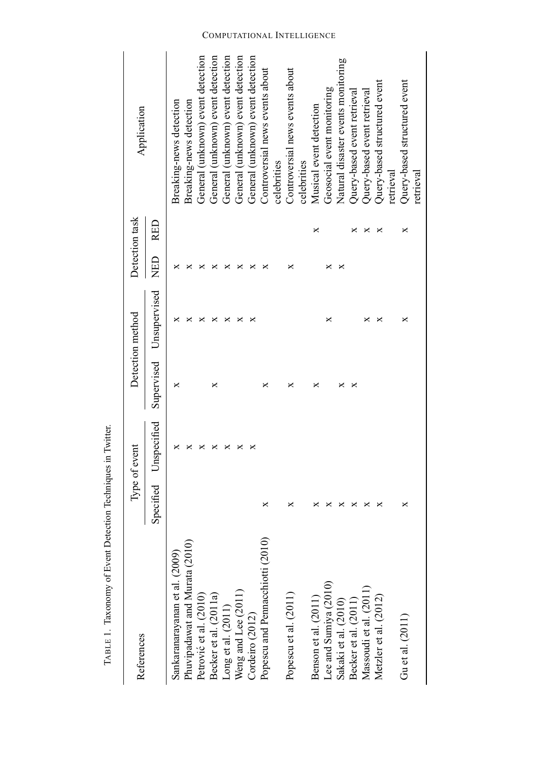TABLE 1. Taxonomy of Event Detection Techniques in Twitter.

| References | Type of event | | Detection method | | Detection task | | Application |
|---|---|---|---|---|---|---|---|
| | Specified | Unspecified | Supervised | Unsupervised | NED | RED | |
| Sankaranarayanan et al. (2009) | | × | × | × | × | | Breaking-news detection |
| Phuvipadawat and Murata (2010) | | × | | × | × | | Breaking-news detection |
| Petrović et al. (2010) | | × | | × | × | | General (unknown) event detection |
| Becker et al. (2011a) | | × | × | × | × | | General (unknown) event detection |
| Long et al. (2011) | | × | | × | × | | General (unknown) event detection |
| Weng and Lee (2011) | | × | | × | × | | General (unknown) event detection |
| Cordeiro (2012) | | × | | × | × | | General (unknown) event detection |
| Popescu and Pennacchiotti (2010) | × | | × | | × | | Controversial news events about celebrities |
| Popescu et al. (2011) | × | | × | | × | | Controversial news events about celebrities |
| Benson et al. (2011) | × | | × | | | × | Musical event detection |
| Lee and Sumiya (2010) | × | | | × | × | | Geosocial event monitoring |
| Sakaki et al. (2010) | × | | × | | × | | Natural disaster events monitoring |
| Becker et al. (2011) | × | | × | | | × | Query-based event retrieval |
| Massoudi et al. (2011) | × | | | × | | × | Query-based event retrieval |
| Metzler et al. (2012) | × | | | × | | × | Query-based structured event retrieval |
| Gu et al. (2011) | × | | | × | | × | Query-based structured event retrieval |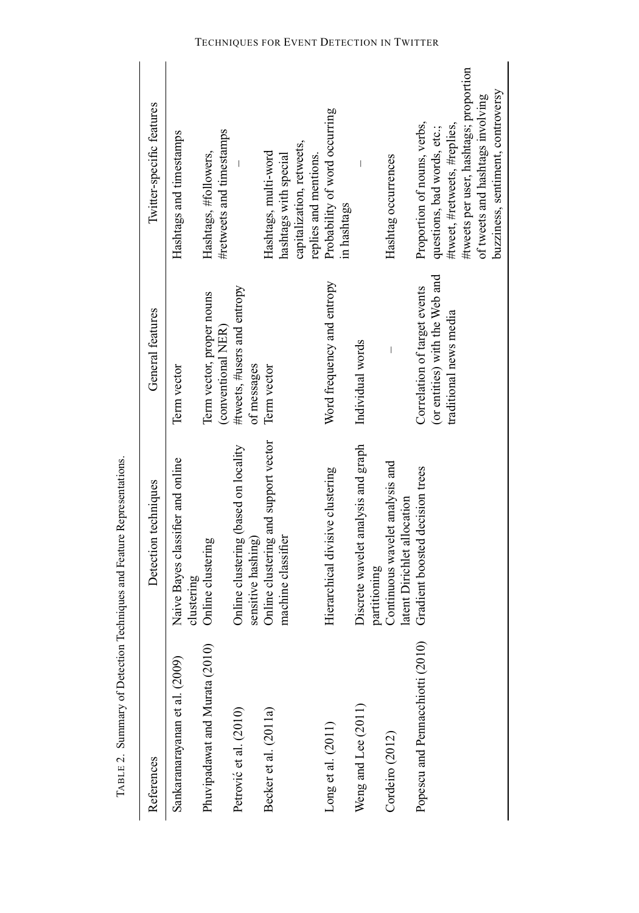TABLE 2. Summary of Detection Techniques and Feature Representations.

| References | Detection techniques | General features | Twitter-specific features |
| --- | --- | --- | --- |
| Sankaranarayanan et al. (2009) | Naive Bayes classifier and online clustering | Term vector | Hashtags and timestamps |
| Phuvipadawat and Murata (2010) | Online clustering | Term vector, proper nouns (conventional NER) | Hashtags, #followers, #retweets and timestamps |
| Petrović et al. (2010) | Online clustering (based on locality sensitive hashing) | #tweets, #users and entropy of messages | – |
| Becker et al. (2011a) | Online clustering and support vector machine classifier | Term vector | Hashtags, multi-word hashtags with special capitalization, retweets, replies and mentions. |
| Long et al. (2011) | Hierarchical divisive clustering | Word frequency and entropy | Probability of word occurring in hashtags |
| Weng and Lee (2011) | Discrete wavelet analysis and graph partitioning | Individual words | – |
| Cordeiro (2012) | Continuous wavelet analysis and latent Dirichlet allocation | – | Hashtag occurrences |
| Popescu and Pennacchiotti (2010) | Gradient boosted decision trees | Correlation of target events (or entities) with the Web and traditional news media | Proportion of nouns, verbs, questions, bad words, etc.; #tweet, #retweets, #replies, #tweets per user, hashtags; proportion of tweets and hashtags involving buzziness, sentiment, controversy |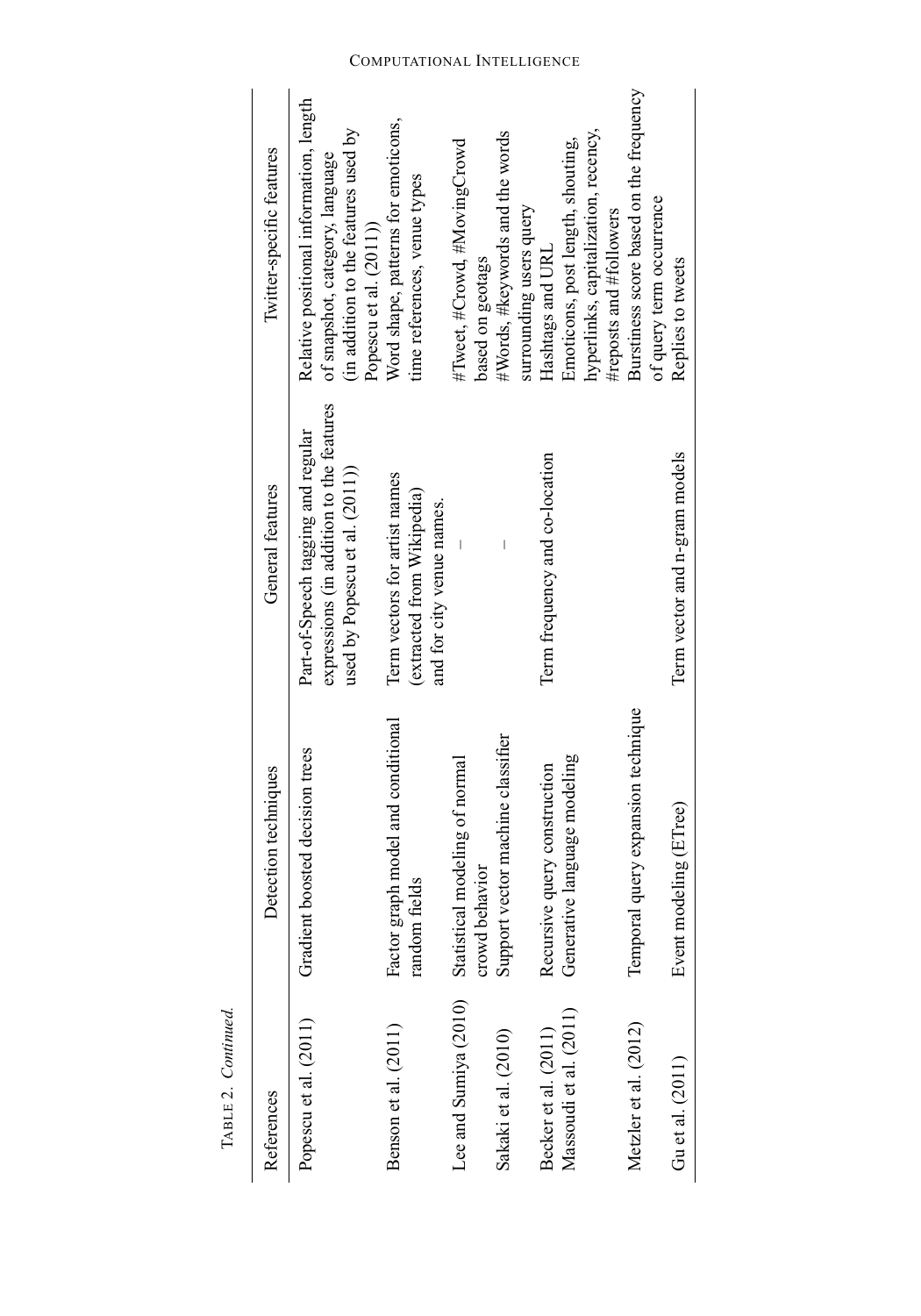TABLE 2. *Continued.*

| References | Detection techniques | General features | Twitter-specific features |
|---|---|---|---|
| Popescu et al. (2011) | Gradient boosted decision trees | Part-of-Speech tagging and regular expressions (in addition to the features used by Popescu et al. (2011)) | Relative positional information, length of snapshot, category, language (in addition to the features used by Popescu et al. (2011)) |
| Benson et al. (2011) | Factor graph model and conditional random fields | Term vectors for artist names (extracted from Wikipedia) and for city venue names. | Word shape, patterns for emoticons, time references, venue types |
| Lee and Sumiya (2010) | Statistical modeling of normal crowd behavior | – | #Tweet, #Crowd, #MovingCrowd based on geotags |
| Sakaki et al. (2010) | Support vector machine classifier | – | #Words, #keywords and the words surrounding users query |
| Becker et al. (2011) | Recursive query construction | Term frequency and co-location | Hashtags and URL |
| Massoudi et al. (2011) | Generative language modeling | | Emoticons, post length, shouting, hyperlinks, capitalization, recency, #reposts and #followers |
| Metzler et al. (2012) | Temporal query expansion technique | | Burstiness score based on the frequency of query term occurrence |
| Gu et al. (2011) | Event modeling (ETree) | Term vector and n-gram models | Replies to tweets |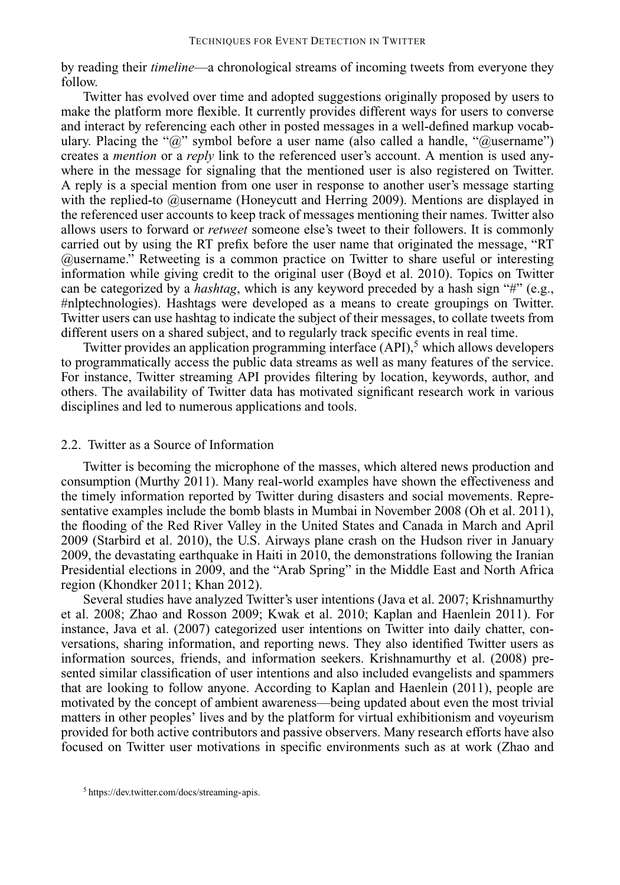by reading their *timeline*—a chronological streams of incoming tweets from everyone they follow.

Twitter has evolved over time and adopted suggestions originally proposed by users to make the platform more flexible. It currently provides different ways for users to converse and interact by referencing each other in posted messages in a well-defined markup vocabulary. Placing the "@" symbol before a user name (also called a handle, "@username") creates a *mention* or a *reply* link to the referenced user's account. A mention is used anywhere in the message for signaling that the mentioned user is also registered on Twitter. A reply is a special mention from one user in response to another user's message starting with the replied-to @username (Honeycutt and Herring 2009). Mentions are displayed in the referenced user accounts to keep track of messages mentioning their names. Twitter also allows users to forward or *retweet* someone else's tweet to their followers. It is commonly carried out by using the RT prefix before the user name that originated the message, "RT @username." Retweeting is a common practice on Twitter to share useful or interesting information while giving credit to the original user (Boyd et al. 2010). Topics on Twitter can be categorized by a *hashtag*, which is any keyword preceded by a hash sign "#" (e.g., #nlptechnologies). Hashtags were developed as a means to create groupings on Twitter. Twitter users can use hashtag to indicate the subject of their messages, to collate tweets from different users on a shared subject, and to regularly track specific events in real time.

Twitter provides an application programming interface (API),[5] which allows developers to programmatically access the public data streams as well as many features of the service. For instance, Twitter streaming API provides filtering by location, keywords, author, and others. The availability of Twitter data has motivated significant research work in various disciplines and led to numerous applications and tools.

## 2.2. Twitter as a Source of Information

Twitter is becoming the microphone of the masses, which altered news production and consumption (Murthy 2011). Many real-world examples have shown the effectiveness and the timely information reported by Twitter during disasters and social movements. Representative examples include the bomb blasts in Mumbai in November 2008 (Oh et al. 2011), the flooding of the Red River Valley in the United States and Canada in March and April 2009 (Starbird et al. 2010), the U.S. Airways plane crash on the Hudson river in January 2009, the devastating earthquake in Haiti in 2010, the demonstrations following the Iranian Presidential elections in 2009, and the "Arab Spring" in the Middle East and North Africa region (Khondker 2011; Khan 2012).

Several studies have analyzed Twitter's user intentions (Java et al. 2007; Krishnamurthy et al. 2008; Zhao and Rosson 2009; Kwak et al. 2010; Kaplan and Haenlein 2011). For instance, Java et al. (2007) categorized user intentions on Twitter into daily chatter, conversations, sharing information, and reporting news. They also identified Twitter users as information sources, friends, and information seekers. Krishnamurthy et al. (2008) presented similar classification of user intentions and also included evangelists and spammers that are looking to follow anyone. According to Kaplan and Haenlein (2011), people are motivated by the concept of ambient awareness—being updated about even the most trivial matters in other peoples' lives and by the platform for virtual exhibitionism and voyeurism provided for both active contributors and passive observers. Many research efforts have also focused on Twitter user motivations in specific environments such as at work (Zhao and

[5] https://dev.twitter.com/docs/streaming-apis.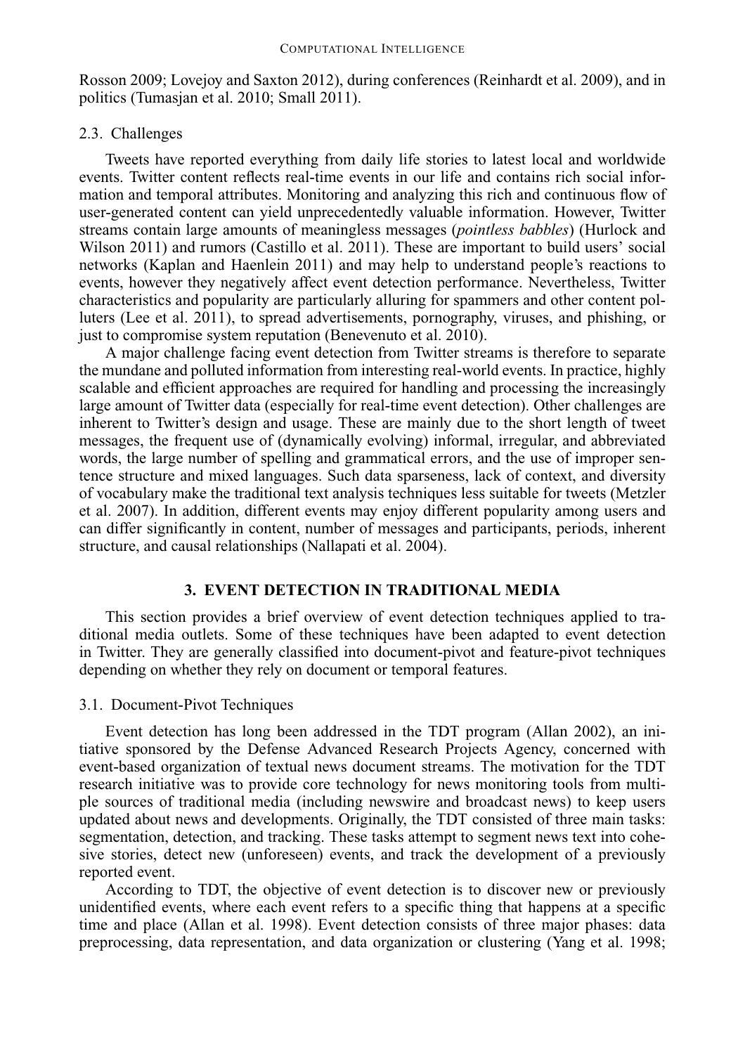Rosson 2009; Lovejoy and Saxton 2012), during conferences (Reinhardt et al. 2009), and in politics (Tumasjan et al. 2010; Small 2011).

### 2.3. Challenges

Tweets have reported everything from daily life stories to latest local and worldwide events. Twitter content reflects real-time events in our life and contains rich social information and temporal attributes. Monitoring and analyzing this rich and continuous flow of user-generated content can yield unprecedentedly valuable information. However, Twitter streams contain large amounts of meaningless messages (*pointless babbles*) (Hurlock and Wilson 2011) and rumors (Castillo et al. 2011). These are important to build users' social networks (Kaplan and Haenlein 2011) and may help to understand people's reactions to events, however they negatively affect event detection performance. Nevertheless, Twitter characteristics and popularity are particularly alluring for spammers and other content polluters (Lee et al. 2011), to spread advertisements, pornography, viruses, and phishing, or just to compromise system reputation (Benevenuto et al. 2010).

A major challenge facing event detection from Twitter streams is therefore to separate the mundane and polluted information from interesting real-world events. In practice, highly scalable and efficient approaches are required for handling and processing the increasingly large amount of Twitter data (especially for real-time event detection). Other challenges are inherent to Twitter's design and usage. These are mainly due to the short length of tweet messages, the frequent use of (dynamically evolving) informal, irregular, and abbreviated words, the large number of spelling and grammatical errors, and the use of improper sentence structure and mixed languages. Such data sparseness, lack of context, and diversity of vocabulary make the traditional text analysis techniques less suitable for tweets (Metzler et al. 2007). In addition, different events may enjoy different popularity among users and can differ significantly in content, number of messages and participants, periods, inherent structure, and causal relationships (Nallapati et al. 2004).

## 3. EVENT DETECTION IN TRADITIONAL MEDIA

This section provides a brief overview of event detection techniques applied to traditional media outlets. Some of these techniques have been adapted to event detection in Twitter. They are generally classified into document-pivot and feature-pivot techniques depending on whether they rely on document or temporal features.

### 3.1. Document-Pivot Techniques

Event detection has long been addressed in the TDT program (Allan 2002), an initiative sponsored by the Defense Advanced Research Projects Agency, concerned with event-based organization of textual news document streams. The motivation for the TDT research initiative was to provide core technology for news monitoring tools from multiple sources of traditional media (including newswire and broadcast news) to keep users updated about news and developments. Originally, the TDT consisted of three main tasks: segmentation, detection, and tracking. These tasks attempt to segment news text into cohesive stories, detect new (unforeseen) events, and track the development of a previously reported event.

According to TDT, the objective of event detection is to discover new or previously unidentified events, where each event refers to a specific thing that happens at a specific time and place (Allan et al. 1998). Event detection consists of three major phases: data preprocessing, data representation, and data organization or clustering (Yang et al. 1998;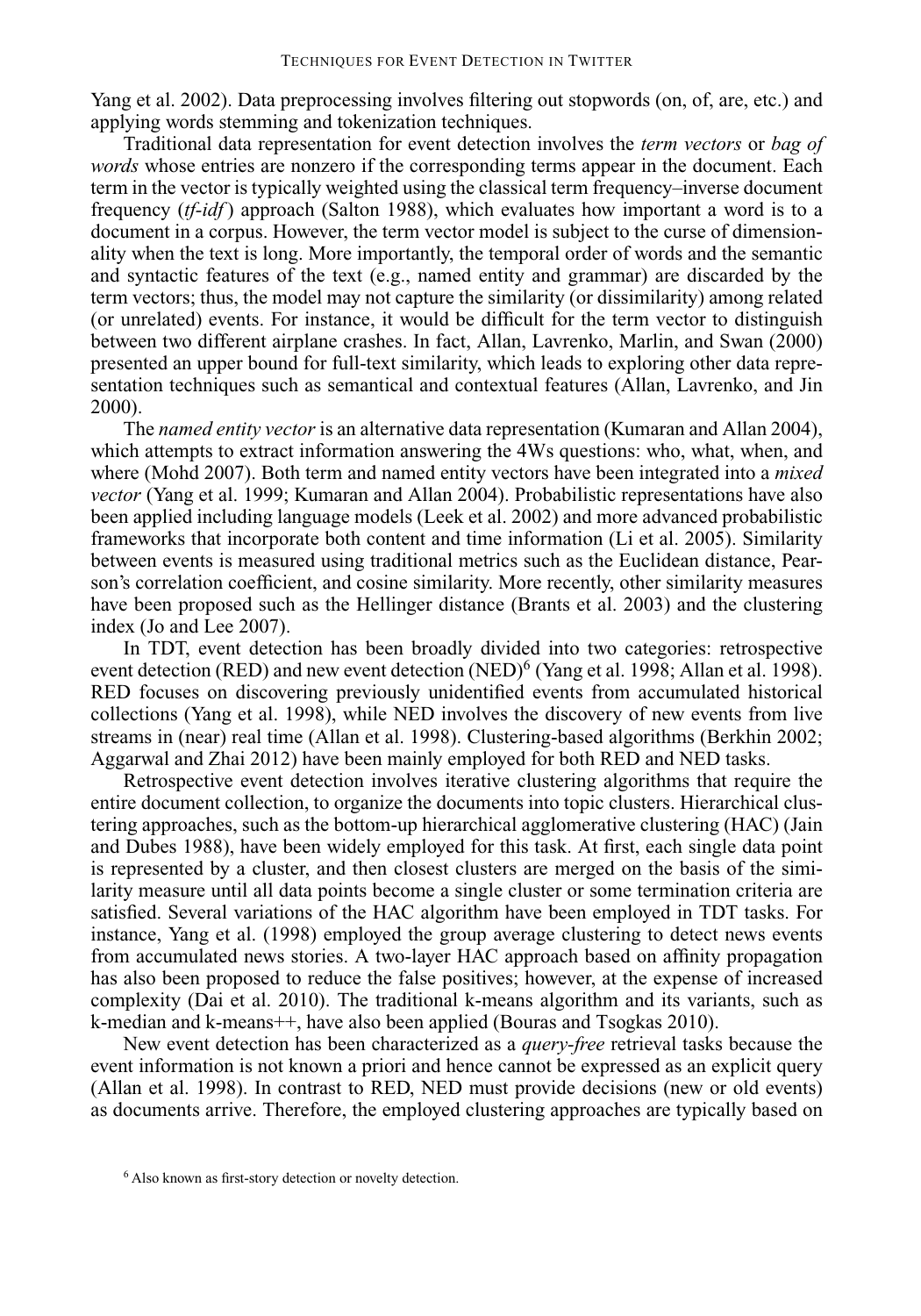Yang et al. 2002). Data preprocessing involves filtering out stopwords (on, of, are, etc.) and applying words stemming and tokenization techniques.

Traditional data representation for event detection involves the *term vectors* or *bag of words* whose entries are nonzero if the corresponding terms appear in the document. Each term in the vector is typically weighted using the classical term frequency–inverse document frequency (*tf-idf*) approach (Salton 1988), which evaluates how important a word is to a document in a corpus. However, the term vector model is subject to the curse of dimensionality when the text is long. More importantly, the temporal order of words and the semantic and syntactic features of the text (e.g., named entity and grammar) are discarded by the term vectors; thus, the model may not capture the similarity (or dissimilarity) among related (or unrelated) events. For instance, it would be difficult for the term vector to distinguish between two different airplane crashes. In fact, Allan, Lavrenko, Marlin, and Swan (2000) presented an upper bound for full-text similarity, which leads to exploring other data representation techniques such as semantical and contextual features (Allan, Lavrenko, and Jin 2000).

The *named entity vector* is an alternative data representation (Kumaran and Allan 2004), which attempts to extract information answering the 4Ws questions: who, what, when, and where (Mohd 2007). Both term and named entity vectors have been integrated into a *mixed vector* (Yang et al. 1999; Kumaran and Allan 2004). Probabilistic representations have also been applied including language models (Leek et al. 2002) and more advanced probabilistic frameworks that incorporate both content and time information (Li et al. 2005). Similarity between events is measured using traditional metrics such as the Euclidean distance, Pearson's correlation coefficient, and cosine similarity. More recently, other similarity measures have been proposed such as the Hellinger distance (Brants et al. 2003) and the clustering index (Jo and Lee 2007).

In TDT, event detection has been broadly divided into two categories: retrospective event detection (RED) and new event detection (NED)[6] (Yang et al. 1998; Allan et al. 1998). RED focuses on discovering previously unidentified events from accumulated historical collections (Yang et al. 1998), while NED involves the discovery of new events from live streams in (near) real time (Allan et al. 1998). Clustering-based algorithms (Berkhin 2002; Aggarwal and Zhai 2012) have been mainly employed for both RED and NED tasks.

Retrospective event detection involves iterative clustering algorithms that require the entire document collection, to organize the documents into topic clusters. Hierarchical clustering approaches, such as the bottom-up hierarchical agglomerative clustering (HAC) (Jain and Dubes 1988), have been widely employed for this task. At first, each single data point is represented by a cluster, and then closest clusters are merged on the basis of the similarity measure until all data points become a single cluster or some termination criteria are satisfied. Several variations of the HAC algorithm have been employed in TDT tasks. For instance, Yang et al. (1998) employed the group average clustering to detect news events from accumulated news stories. A two-layer HAC approach based on affinity propagation has also been proposed to reduce the false positives; however, at the expense of increased complexity (Dai et al. 2010). The traditional k-means algorithm and its variants, such as k-median and k-means++, have also been applied (Bouras and Tsogkas 2010).

New event detection has been characterized as a *query-free* retrieval tasks because the event information is not known a priori and hence cannot be expressed as an explicit query (Allan et al. 1998). In contrast to RED, NED must provide decisions (new or old events) as documents arrive. Therefore, the employed clustering approaches are typically based on

[6] Also known as first-story detection or novelty detection.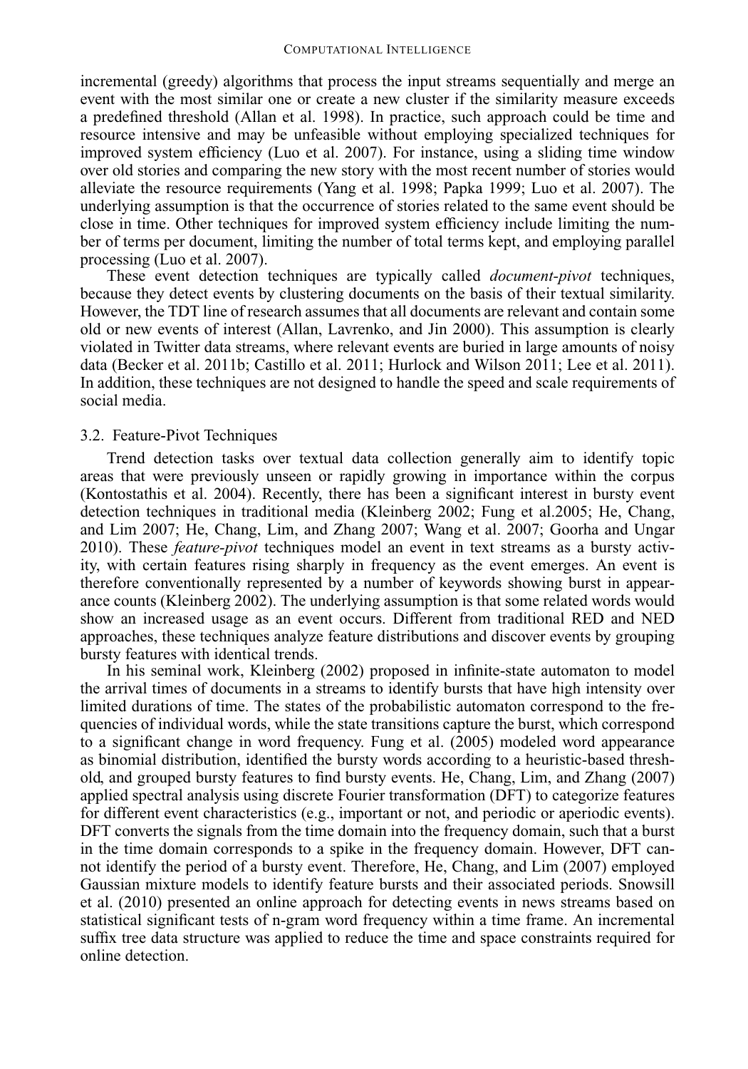incremental (greedy) algorithms that process the input streams sequentially and merge an event with the most similar one or create a new cluster if the similarity measure exceeds a predefined threshold (Allan et al. 1998). In practice, such approach could be time and resource intensive and may be unfeasible without employing specialized techniques for improved system efficiency (Luo et al. 2007). For instance, using a sliding time window over old stories and comparing the new story with the most recent number of stories would alleviate the resource requirements (Yang et al. 1998; Papka 1999; Luo et al. 2007). The underlying assumption is that the occurrence of stories related to the same event should be close in time. Other techniques for improved system efficiency include limiting the number of terms per document, limiting the number of total terms kept, and employing parallel processing (Luo et al. 2007).

These event detection techniques are typically called *document-pivot* techniques, because they detect events by clustering documents on the basis of their textual similarity. However, the TDT line of research assumes that all documents are relevant and contain some old or new events of interest (Allan, Lavrenko, and Jin 2000). This assumption is clearly violated in Twitter data streams, where relevant events are buried in large amounts of noisy data (Becker et al. 2011b; Castillo et al. 2011; Hurlock and Wilson 2011; Lee et al. 2011). In addition, these techniques are not designed to handle the speed and scale requirements of social media.

### 3.2. Feature-Pivot Techniques

Trend detection tasks over textual data collection generally aim to identify topic areas that were previously unseen or rapidly growing in importance within the corpus (Kontostathis et al. 2004). Recently, there has been a significant interest in bursty event detection techniques in traditional media (Kleinberg 2002; Fung et al.2005; He, Chang, and Lim 2007; He, Chang, Lim, and Zhang 2007; Wang et al. 2007; Goorha and Ungar 2010). These *feature-pivot* techniques model an event in text streams as a bursty activity, with certain features rising sharply in frequency as the event emerges. An event is therefore conventionally represented by a number of keywords showing burst in appearance counts (Kleinberg 2002). The underlying assumption is that some related words would show an increased usage as an event occurs. Different from traditional RED and NED approaches, these techniques analyze feature distributions and discover events by grouping bursty features with identical trends.

In his seminal work, Kleinberg (2002) proposed in infinite-state automaton to model the arrival times of documents in a streams to identify bursts that have high intensity over limited durations of time. The states of the probabilistic automaton correspond to the frequencies of individual words, while the state transitions capture the burst, which correspond to a significant change in word frequency. Fung et al. (2005) modeled word appearance as binomial distribution, identified the bursty words according to a heuristic-based threshold, and grouped bursty features to find bursty events. He, Chang, Lim, and Zhang (2007) applied spectral analysis using discrete Fourier transformation (DFT) to categorize features for different event characteristics (e.g., important or not, and periodic or aperiodic events). DFT converts the signals from the time domain into the frequency domain, such that a burst in the time domain corresponds to a spike in the frequency domain. However, DFT cannot identify the period of a bursty event. Therefore, He, Chang, and Lim (2007) employed Gaussian mixture models to identify feature bursts and their associated periods. Snowsill et al. (2010) presented an online approach for detecting events in news streams based on statistical significant tests of n-gram word frequency within a time frame. An incremental suffix tree data structure was applied to reduce the time and space constraints required for online detection.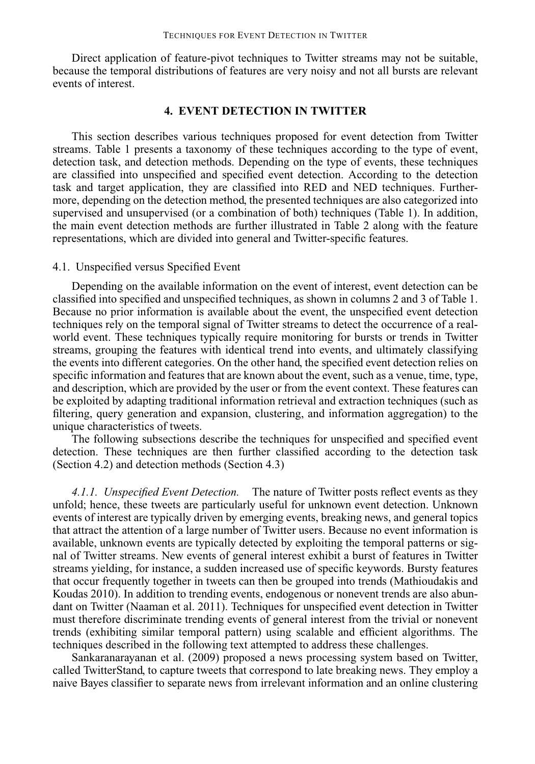Direct application of feature-pivot techniques to Twitter streams may not be suitable, because the temporal distributions of features are very noisy and not all bursts are relevant events of interest.

## 4. EVENT DETECTION IN TWITTER

This section describes various techniques proposed for event detection from Twitter streams. Table 1 presents a taxonomy of these techniques according to the type of event, detection task, and detection methods. Depending on the type of events, these techniques are classified into unspecified and specified event detection. According to the detection task and target application, they are classified into RED and NED techniques. Furthermore, depending on the detection method, the presented techniques are also categorized into supervised and unsupervised (or a combination of both) techniques (Table 1). In addition, the main event detection methods are further illustrated in Table 2 along with the feature representations, which are divided into general and Twitter-specific features.

### 4.1. Unspecified versus Specified Event

Depending on the available information on the event of interest, event detection can be classified into specified and unspecified techniques, as shown in columns 2 and 3 of Table 1. Because no prior information is available about the event, the unspecified event detection techniques rely on the temporal signal of Twitter streams to detect the occurrence of a real-world event. These techniques typically require monitoring for bursts or trends in Twitter streams, grouping the features with identical trend into events, and ultimately classifying the events into different categories. On the other hand, the specified event detection relies on specific information and features that are known about the event, such as a venue, time, type, and description, which are provided by the user or from the event context. These features can be exploited by adapting traditional information retrieval and extraction techniques (such as filtering, query generation and expansion, clustering, and information aggregation) to the unique characteristics of tweets.

The following subsections describe the techniques for unspecified and specified event detection. These techniques are then further classified according to the detection task (Section 4.2) and detection methods (Section 4.3)

*4.1.1. Unspecified Event Detection.* The nature of Twitter posts reflect events as they unfold; hence, these tweets are particularly useful for unknown event detection. Unknown events of interest are typically driven by emerging events, breaking news, and general topics that attract the attention of a large number of Twitter users. Because no event information is available, unknown events are typically detected by exploiting the temporal patterns or signal of Twitter streams. New events of general interest exhibit a burst of features in Twitter streams yielding, for instance, a sudden increased use of specific keywords. Bursty features that occur frequently together in tweets can then be grouped into trends (Mathioudakis and Koudas 2010). In addition to trending events, endogenous or nonevent trends are also abundant on Twitter (Naaman et al. 2011). Techniques for unspecified event detection in Twitter must therefore discriminate trending events of general interest from the trivial or nonevent trends (exhibiting similar temporal pattern) using scalable and efficient algorithms. The techniques described in the following text attempted to address these challenges.

Sankaranarayanan et al. (2009) proposed a news processing system based on Twitter, called TwitterStand, to capture tweets that correspond to late breaking news. They employ a naive Bayes classifier to separate news from irrelevant information and an online clustering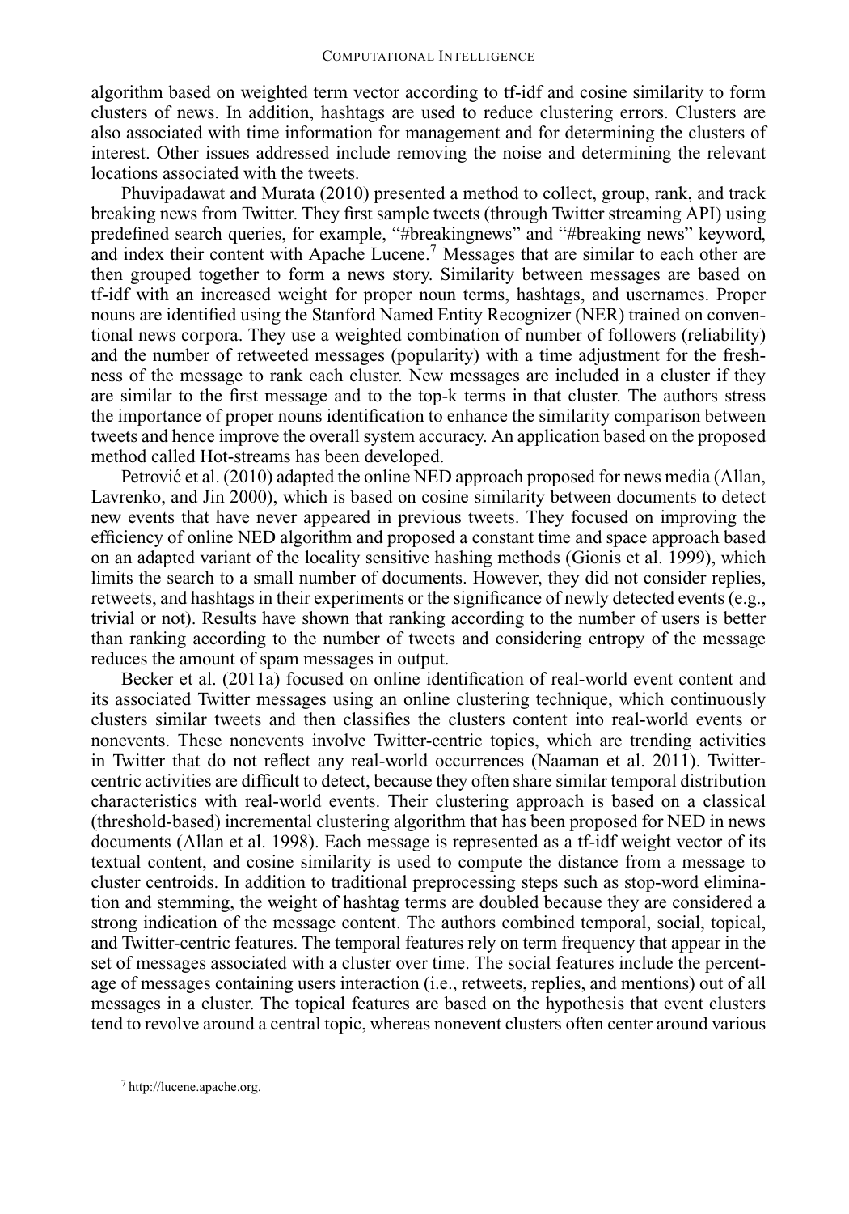algorithm based on weighted term vector according to tf-idf and cosine similarity to form clusters of news. In addition, hashtags are used to reduce clustering errors. Clusters are also associated with time information for management and for determining the clusters of interest. Other issues addressed include removing the noise and determining the relevant locations associated with the tweets.

Phuvipadawat and Murata (2010) presented a method to collect, group, rank, and track breaking news from Twitter. They first sample tweets (through Twitter streaming API) using predefined search queries, for example, "#breakingnews" and "#breaking news" keyword, and index their content with Apache Lucene.[7] Messages that are similar to each other are then grouped together to form a news story. Similarity between messages are based on tf-idf with an increased weight for proper noun terms, hashtags, and usernames. Proper nouns are identified using the Stanford Named Entity Recognizer (NER) trained on conventional news corpora. They use a weighted combination of number of followers (reliability) and the number of retweeted messages (popularity) with a time adjustment for the freshness of the message to rank each cluster. New messages are included in a cluster if they are similar to the first message and to the top-k terms in that cluster. The authors stress the importance of proper nouns identification to enhance the similarity comparison between tweets and hence improve the overall system accuracy. An application based on the proposed method called Hot-streams has been developed.

Petrović et al. (2010) adapted the online NED approach proposed for news media (Allan, Lavrenko, and Jin 2000), which is based on cosine similarity between documents to detect new events that have never appeared in previous tweets. They focused on improving the efficiency of online NED algorithm and proposed a constant time and space approach based on an adapted variant of the locality sensitive hashing methods (Gionis et al. 1999), which limits the search to a small number of documents. However, they did not consider replies, retweets, and hashtags in their experiments or the significance of newly detected events (e.g., trivial or not). Results have shown that ranking according to the number of users is better than ranking according to the number of tweets and considering entropy of the message reduces the amount of spam messages in output.

Becker et al. (2011a) focused on online identification of real-world event content and its associated Twitter messages using an online clustering technique, which continuously clusters similar tweets and then classifies the clusters content into real-world events or nonevents. These nonevents involve Twitter-centric topics, which are trending activities in Twitter that do not reflect any real-world occurrences (Naaman et al. 2011). Twitter-centric activities are difficult to detect, because they often share similar temporal distribution characteristics with real-world events. Their clustering approach is based on a classical (threshold-based) incremental clustering algorithm that has been proposed for NED in news documents (Allan et al. 1998). Each message is represented as a tf-idf weight vector of its textual content, and cosine similarity is used to compute the distance from a message to cluster centroids. In addition to traditional preprocessing steps such as stop-word elimination and stemming, the weight of hashtag terms are doubled because they are considered a strong indication of the message content. The authors combined temporal, social, topical, and Twitter-centric features. The temporal features rely on term frequency that appear in the set of messages associated with a cluster over time. The social features include the percentage of messages containing users interaction (i.e., retweets, replies, and mentions) out of all messages in a cluster. The topical features are based on the hypothesis that event clusters tend to revolve around a central topic, whereas nonevent clusters often center around various

[7] http://lucene.apache.org.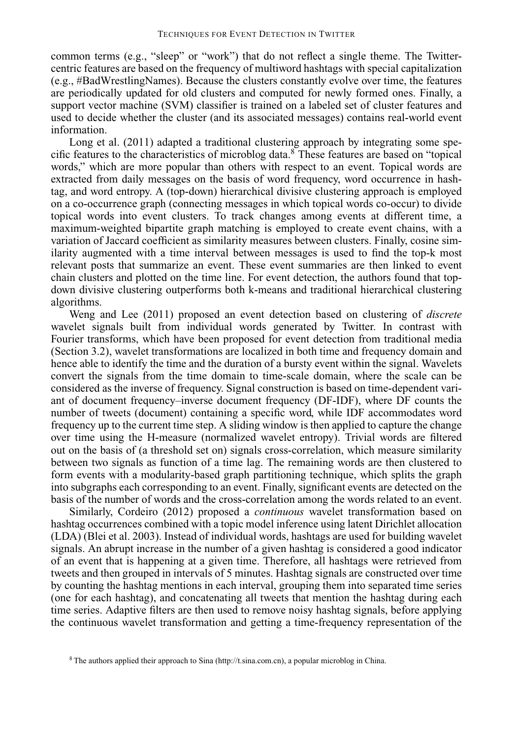common terms (e.g., "sleep" or "work") that do not reflect a single theme. The Twitter-centric features are based on the frequency of multiword hashtags with special capitalization (e.g., #BadWrestlingNames). Because the clusters constantly evolve over time, the features are periodically updated for old clusters and computed for newly formed ones. Finally, a support vector machine (SVM) classifier is trained on a labeled set of cluster features and used to decide whether the cluster (and its associated messages) contains real-world event information.

Long et al. (2011) adapted a traditional clustering approach by integrating some specific features to the characteristics of microblog data.[8] These features are based on "topical words," which are more popular than others with respect to an event. Topical words are extracted from daily messages on the basis of word frequency, word occurrence in hashtag, and word entropy. A (top-down) hierarchical divisive clustering approach is employed on a co-occurrence graph (connecting messages in which topical words co-occur) to divide topical words into event clusters. To track changes among events at different time, a maximum-weighted bipartite graph matching is employed to create event chains, with a variation of Jaccard coefficient as similarity measures between clusters. Finally, cosine similarity augmented with a time interval between messages is used to find the top-k most relevant posts that summarize an event. These event summaries are then linked to event chain clusters and plotted on the time line. For event detection, the authors found that top-down divisive clustering outperforms both k-means and traditional hierarchical clustering algorithms.

Weng and Lee (2011) proposed an event detection based on clustering of *discrete* wavelet signals built from individual words generated by Twitter. In contrast with Fourier transforms, which have been proposed for event detection from traditional media (Section 3.2), wavelet transformations are localized in both time and frequency domain and hence able to identify the time and the duration of a bursty event within the signal. Wavelets convert the signals from the time domain to time-scale domain, where the scale can be considered as the inverse of frequency. Signal construction is based on time-dependent variant of document frequency–inverse document frequency (DF-IDF), where DF counts the number of tweets (document) containing a specific word, while IDF accommodates word frequency up to the current time step. A sliding window is then applied to capture the change over time using the H-measure (normalized wavelet entropy). Trivial words are filtered out on the basis of (a threshold set on) signals cross-correlation, which measure similarity between two signals as function of a time lag. The remaining words are then clustered to form events with a modularity-based graph partitioning technique, which splits the graph into subgraphs each corresponding to an event. Finally, significant events are detected on the basis of the number of words and the cross-correlation among the words related to an event.

Similarly, Cordeiro (2012) proposed a *continuous* wavelet transformation based on hashtag occurrences combined with a topic model inference using latent Dirichlet allocation (LDA) (Blei et al. 2003). Instead of individual words, hashtags are used for building wavelet signals. An abrupt increase in the number of a given hashtag is considered a good indicator of an event that is happening at a given time. Therefore, all hashtags were retrieved from tweets and then grouped in intervals of 5 minutes. Hashtag signals are constructed over time by counting the hashtag mentions in each interval, grouping them into separated time series (one for each hashtag), and concatenating all tweets that mention the hashtag during each time series. Adaptive filters are then used to remove noisy hashtag signals, before applying the continuous wavelet transformation and getting a time-frequency representation of the

[8] The authors applied their approach to Sina (http://t.sina.com.cn), a popular microblog in China.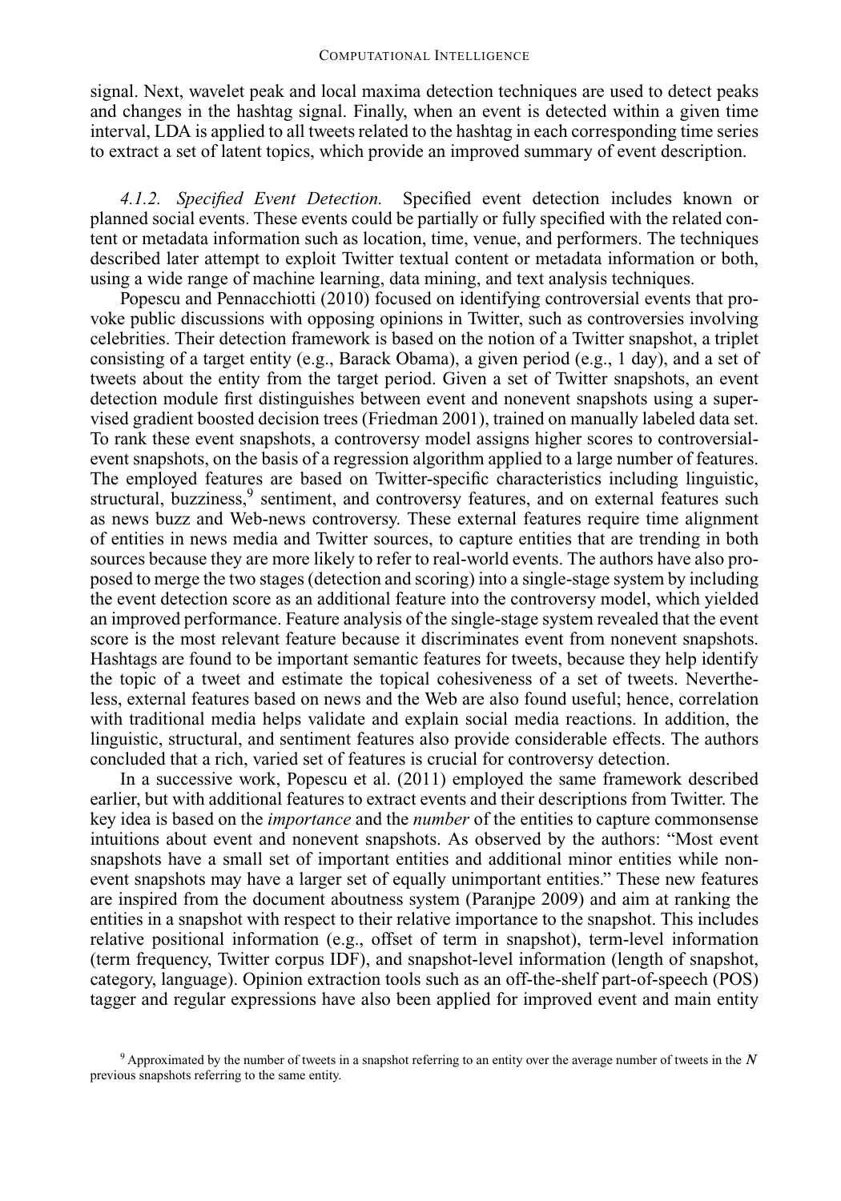signal. Next, wavelet peak and local maxima detection techniques are used to detect peaks and changes in the hashtag signal. Finally, when an event is detected within a given time interval, LDA is applied to all tweets related to the hashtag in each corresponding time series to extract a set of latent topics, which provide an improved summary of event description.

*4.1.2. Specified Event Detection.* Specified event detection includes known or planned social events. These events could be partially or fully specified with the related content or metadata information such as location, time, venue, and performers. The techniques described later attempt to exploit Twitter textual content or metadata information or both, using a wide range of machine learning, data mining, and text analysis techniques.

Popescu and Pennacchiotti (2010) focused on identifying controversial events that provoke public discussions with opposing opinions in Twitter, such as controversies involving celebrities. Their detection framework is based on the notion of a Twitter snapshot, a triplet consisting of a target entity (e.g., Barack Obama), a given period (e.g., 1 day), and a set of tweets about the entity from the target period. Given a set of Twitter snapshots, an event detection module first distinguishes between event and nonevent snapshots using a supervised gradient boosted decision trees (Friedman 2001), trained on manually labeled data set. To rank these event snapshots, a controversy model assigns higher scores to controversial-event snapshots, on the basis of a regression algorithm applied to a large number of features. The employed features are based on Twitter-specific characteristics including linguistic, structural, buzziness,[9] sentiment, and controversy features, and on external features such as news buzz and Web-news controversy. These external features require time alignment of entities in news media and Twitter sources, to capture entities that are trending in both sources because they are more likely to refer to real-world events. The authors have also proposed to merge the two stages (detection and scoring) into a single-stage system by including the event detection score as an additional feature into the controversy model, which yielded an improved performance. Feature analysis of the single-stage system revealed that the event score is the most relevant feature because it discriminates event from nonevent snapshots. Hashtags are found to be important semantic features for tweets, because they help identify the topic of a tweet and estimate the topical cohesiveness of a set of tweets. Nevertheless, external features based on news and the Web are also found useful; hence, correlation with traditional media helps validate and explain social media reactions. In addition, the linguistic, structural, and sentiment features also provide considerable effects. The authors concluded that a rich, varied set of features is crucial for controversy detection.

In a successive work, Popescu et al. (2011) employed the same framework described earlier, but with additional features to extract events and their descriptions from Twitter. The key idea is based on the *importance* and the *number* of the entities to capture commonsense intuitions about event and nonevent snapshots. As observed by the authors: "Most event snapshots have a small set of important entities and additional minor entities while nonevent snapshots may have a larger set of equally unimportant entities." These new features are inspired from the document aboutness system (Paranjpe 2009) and aim at ranking the entities in a snapshot with respect to their relative importance to the snapshot. This includes relative positional information (e.g., offset of term in snapshot), term-level information (term frequency, Twitter corpus IDF), and snapshot-level information (length of snapshot, category, language). Opinion extraction tools such as an off-the-shelf part-of-speech (POS) tagger and regular expressions have also been applied for improved event and main entity

[9] Approximated by the number of tweets in a snapshot referring to an entity over the average number of tweets in the $N$ previous snapshots referring to the same entity.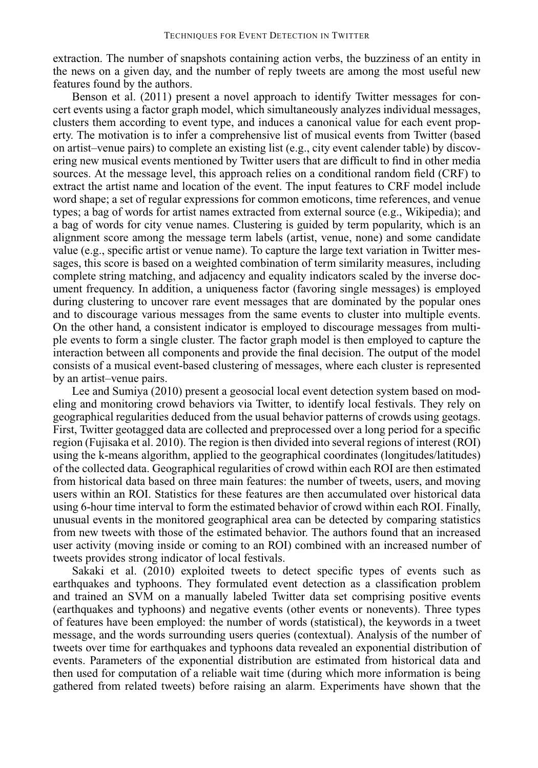extraction. The number of snapshots containing action verbs, the buzziness of an entity in the news on a given day, and the number of reply tweets are among the most useful new features found by the authors.

Benson et al. (2011) present a novel approach to identify Twitter messages for concert events using a factor graph model, which simultaneously analyzes individual messages, clusters them according to event type, and induces a canonical value for each event property. The motivation is to infer a comprehensive list of musical events from Twitter (based on artist–venue pairs) to complete an existing list (e.g., city event calender table) by discovering new musical events mentioned by Twitter users that are difficult to find in other media sources. At the message level, this approach relies on a conditional random field (CRF) to extract the artist name and location of the event. The input features to CRF model include word shape; a set of regular expressions for common emoticons, time references, and venue types; a bag of words for artist names extracted from external source (e.g., Wikipedia); and a bag of words for city venue names. Clustering is guided by term popularity, which is an alignment score among the message term labels (artist, venue, none) and some candidate value (e.g., specific artist or venue name). To capture the large text variation in Twitter messages, this score is based on a weighted combination of term similarity measures, including complete string matching, and adjacency and equality indicators scaled by the inverse document frequency. In addition, a uniqueness factor (favoring single messages) is employed during clustering to uncover rare event messages that are dominated by the popular ones and to discourage various messages from the same events to cluster into multiple events. On the other hand, a consistent indicator is employed to discourage messages from multiple events to form a single cluster. The factor graph model is then employed to capture the interaction between all components and provide the final decision. The output of the model consists of a musical event-based clustering of messages, where each cluster is represented by an artist–venue pairs.

Lee and Sumiya (2010) present a geosocial local event detection system based on modeling and monitoring crowd behaviors via Twitter, to identify local festivals. They rely on geographical regularities deduced from the usual behavior patterns of crowds using geotags. First, Twitter geotagged data are collected and preprocessed over a long period for a specific region (Fujisaka et al. 2010). The region is then divided into several regions of interest (ROI) using the k-means algorithm, applied to the geographical coordinates (longitudes/latitudes) of the collected data. Geographical regularities of crowd within each ROI are then estimated from historical data based on three main features: the number of tweets, users, and moving users within an ROI. Statistics for these features are then accumulated over historical data using 6-hour time interval to form the estimated behavior of crowd within each ROI. Finally, unusual events in the monitored geographical area can be detected by comparing statistics from new tweets with those of the estimated behavior. The authors found that an increased user activity (moving inside or coming to an ROI) combined with an increased number of tweets provides strong indicator of local festivals.

Sakaki et al. (2010) exploited tweets to detect specific types of events such as earthquakes and typhoons. They formulated event detection as a classification problem and trained an SVM on a manually labeled Twitter data set comprising positive events (earthquakes and typhoons) and negative events (other events or nonevents). Three types of features have been employed: the number of words (statistical), the keywords in a tweet message, and the words surrounding users queries (contextual). Analysis of the number of tweets over time for earthquakes and typhoons data revealed an exponential distribution of events. Parameters of the exponential distribution are estimated from historical data and then used for computation of a reliable wait time (during which more information is being gathered from related tweets) before raising an alarm. Experiments have shown that the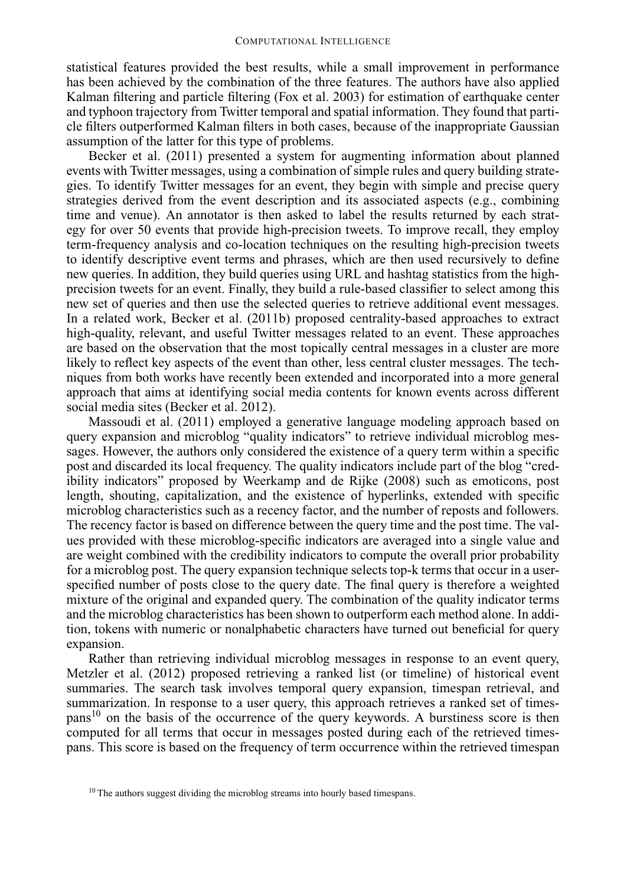statistical features provided the best results, while a small improvement in performance has been achieved by the combination of the three features. The authors have also applied Kalman filtering and particle filtering (Fox et al. 2003) for estimation of earthquake center and typhoon trajectory from Twitter temporal and spatial information. They found that particle filters outperformed Kalman filters in both cases, because of the inappropriate Gaussian assumption of the latter for this type of problems.

Becker et al. (2011) presented a system for augmenting information about planned events with Twitter messages, using a combination of simple rules and query building strategies. To identify Twitter messages for an event, they begin with simple and precise query strategies derived from the event description and its associated aspects (e.g., combining time and venue). An annotator is then asked to label the results returned by each strategy for over 50 events that provide high-precision tweets. To improve recall, they employ term-frequency analysis and co-location techniques on the resulting high-precision tweets to identify descriptive event terms and phrases, which are then used recursively to define new queries. In addition, they build queries using URL and hashtag statistics from the high-precision tweets for an event. Finally, they build a rule-based classifier to select among this new set of queries and then use the selected queries to retrieve additional event messages. In a related work, Becker et al. (2011b) proposed centrality-based approaches to extract high-quality, relevant, and useful Twitter messages related to an event. These approaches are based on the observation that the most topically central messages in a cluster are more likely to reflect key aspects of the event than other, less central cluster messages. The techniques from both works have recently been extended and incorporated into a more general approach that aims at identifying social media contents for known events across different social media sites (Becker et al. 2012).

Massoudi et al. (2011) employed a generative language modeling approach based on query expansion and microblog "quality indicators" to retrieve individual microblog messages. However, the authors only considered the existence of a query term within a specific post and discarded its local frequency. The quality indicators include part of the blog "credibility indicators" proposed by Weerkamp and de Rijke (2008) such as emoticons, post length, shouting, capitalization, and the existence of hyperlinks, extended with specific microblog characteristics such as a recency factor, and the number of reposts and followers. The recency factor is based on difference between the query time and the post time. The values provided with these microblog-specific indicators are averaged into a single value and are weight combined with the credibility indicators to compute the overall prior probability for a microblog post. The query expansion technique selects top-k terms that occur in a user-specified number of posts close to the query date. The final query is therefore a weighted mixture of the original and expanded query. The combination of the quality indicator terms and the microblog characteristics has been shown to outperform each method alone. In addition, tokens with numeric or nonalphabetic characters have turned out beneficial for query expansion.

Rather than retrieving individual microblog messages in response to an event query, Metzler et al. (2012) proposed retrieving a ranked list (or timeline) of historical event summaries. The search task involves temporal query expansion, timespan retrieval, and summarization. In response to a user query, this approach retrieves a ranked set of timespans[10] on the basis of the occurrence of the query keywords. A burstiness score is then computed for all terms that occur in messages posted during each of the retrieved timespans. This score is based on the frequency of term occurrence within the retrieved timespan

[10] The authors suggest dividing the microblog streams into hourly based timespans.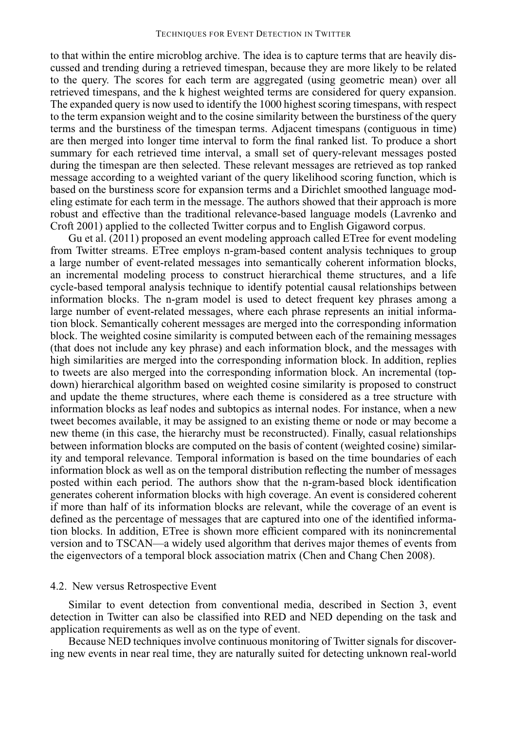to that within the entire microblog archive. The idea is to capture terms that are heavily discussed and trending during a retrieved timespan, because they are more likely to be related to the query. The scores for each term are aggregated (using geometric mean) over all retrieved timespans, and the k highest weighted terms are considered for query expansion. The expanded query is now used to identify the 1000 highest scoring timespans, with respect to the term expansion weight and to the cosine similarity between the burstiness of the query terms and the burstiness of the timespan terms. Adjacent timespans (contiguous in time) are then merged into longer time interval to form the final ranked list. To produce a short summary for each retrieved time interval, a small set of query-relevant messages posted during the timespan are then selected. These relevant messages are retrieved as top ranked message according to a weighted variant of the query likelihood scoring function, which is based on the burstiness score for expansion terms and a Dirichlet smoothed language modeling estimate for each term in the message. The authors showed that their approach is more robust and effective than the traditional relevance-based language models (Lavrenko and Croft 2001) applied to the collected Twitter corpus and to English Gigaword corpus.

Gu et al. (2011) proposed an event modeling approach called ETree for event modeling from Twitter streams. ETree employs n-gram-based content analysis techniques to group a large number of event-related messages into semantically coherent information blocks, an incremental modeling process to construct hierarchical theme structures, and a life cycle-based temporal analysis technique to identify potential causal relationships between information blocks. The n-gram model is used to detect frequent key phrases among a large number of event-related messages, where each phrase represents an initial information block. Semantically coherent messages are merged into the corresponding information block. The weighted cosine similarity is computed between each of the remaining messages (that does not include any key phrase) and each information block, and the messages with high similarities are merged into the corresponding information block. In addition, replies to tweets are also merged into the corresponding information block. An incremental (top-down) hierarchical algorithm based on weighted cosine similarity is proposed to construct and update the theme structures, where each theme is considered as a tree structure with information blocks as leaf nodes and subtopics as internal nodes. For instance, when a new tweet becomes available, it may be assigned to an existing theme or node or may become a new theme (in this case, the hierarchy must be reconstructed). Finally, casual relationships between information blocks are computed on the basis of content (weighted cosine) similarity and temporal relevance. Temporal information is based on the time boundaries of each information block as well as on the temporal distribution reflecting the number of messages posted within each period. The authors show that the n-gram-based block identification generates coherent information blocks with high coverage. An event is considered coherent if more than half of its information blocks are relevant, while the coverage of an event is defined as the percentage of messages that are captured into one of the identified information blocks. In addition, ETree is shown more efficient compared with its nonincremental version and to TSCAN—a widely used algorithm that derives major themes of events from the eigenvectors of a temporal block association matrix (Chen and Chang Chen 2008).

### 4.2. New versus Retrospective Event

Similar to event detection from conventional media, described in Section 3, event detection in Twitter can also be classified into RED and NED depending on the task and application requirements as well as on the type of event.

Because NED techniques involve continuous monitoring of Twitter signals for discovering new events in near real time, they are naturally suited for detecting unknown real-world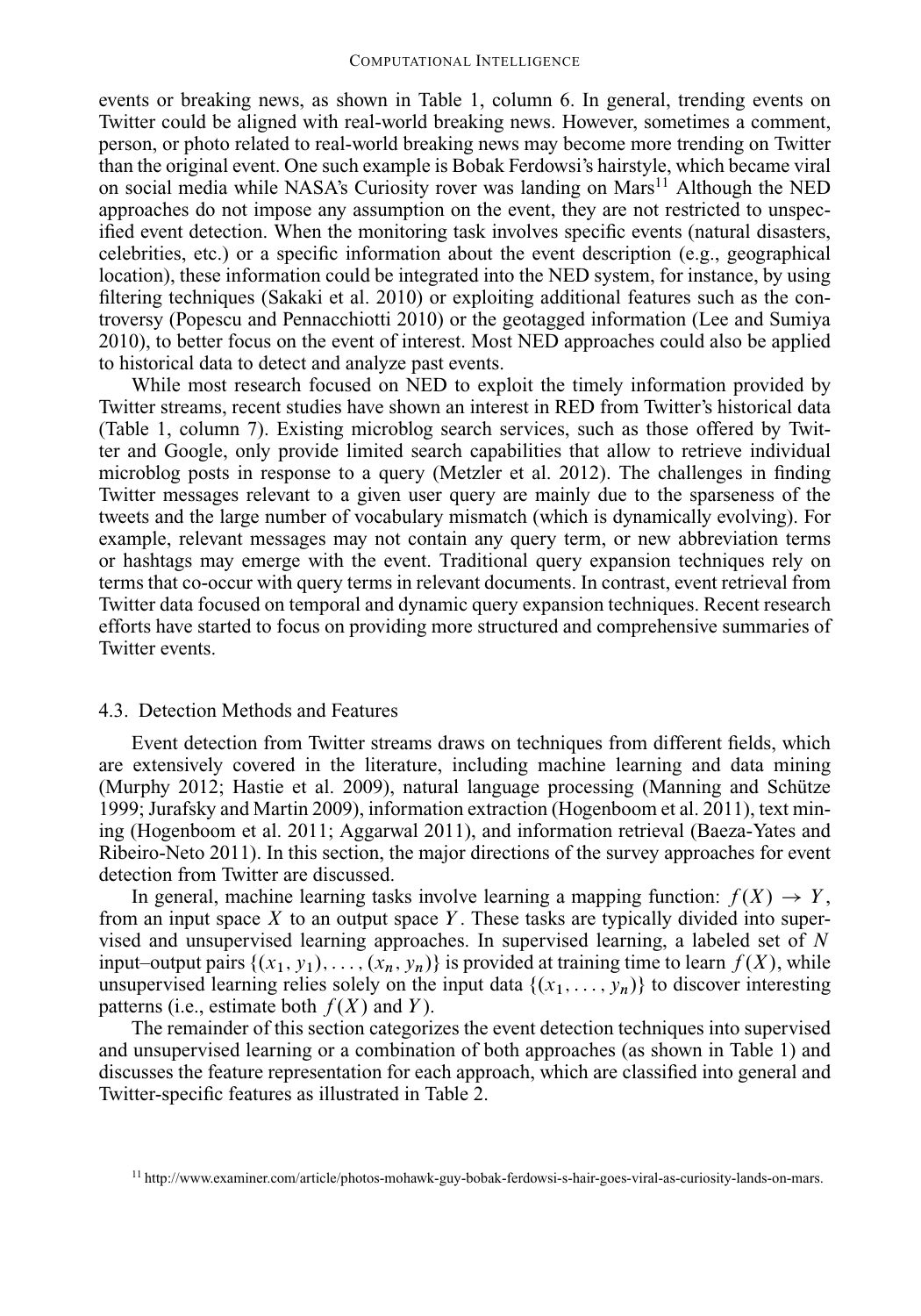events or breaking news, as shown in Table 1, column 6. In general, trending events on Twitter could be aligned with real-world breaking news. However, sometimes a comment, person, or photo related to real-world breaking news may become more trending on Twitter than the original event. One such example is Bobak Ferdowsi's hairstyle, which became viral on social media while NASA's Curiosity rover was landing on Mars[11] Although the NED approaches do not impose any assumption on the event, they are not restricted to unspecified event detection. When the monitoring task involves specific events (natural disasters, celebrities, etc.) or a specific information about the event description (e.g., geographical location), these information could be integrated into the NED system, for instance, by using filtering techniques (Sakaki et al. 2010) or exploiting additional features such as the controversy (Popescu and Pennacchiotti 2010) or the geotagged information (Lee and Sumiya 2010), to better focus on the event of interest. Most NED approaches could also be applied to historical data to detect and analyze past events.

While most research focused on NED to exploit the timely information provided by Twitter streams, recent studies have shown an interest in RED from Twitter's historical data (Table 1, column 7). Existing microblog search services, such as those offered by Twitter and Google, only provide limited search capabilities that allow to retrieve individual microblog posts in response to a query (Metzler et al. 2012). The challenges in finding Twitter messages relevant to a given user query are mainly due to the sparseness of the tweets and the large number of vocabulary mismatch (which is dynamically evolving). For example, relevant messages may not contain any query term, or new abbreviation terms or hashtags may emerge with the event. Traditional query expansion techniques rely on terms that co-occur with query terms in relevant documents. In contrast, event retrieval from Twitter data focused on temporal and dynamic query expansion techniques. Recent research efforts have started to focus on providing more structured and comprehensive summaries of Twitter events.

## 4.3. Detection Methods and Features

Event detection from Twitter streams draws on techniques from different fields, which are extensively covered in the literature, including machine learning and data mining (Murphy 2012; Hastie et al. 2009), natural language processing (Manning and Schütze 1999; Jurafsky and Martin 2009), information extraction (Hogenboom et al. 2011), text mining (Hogenboom et al. 2011; Aggarwal 2011), and information retrieval (Baeza-Yates and Ribeiro-Neto 2011). In this section, the major directions of the survey approaches for event detection from Twitter are discussed.

In general, machine learning tasks involve learning a mapping function: $f(X) \rightarrow Y$, from an input space $X$ to an output space $Y$. These tasks are typically divided into supervised and unsupervised learning approaches. In supervised learning, a labeled set of $N$ input–output pairs $\{(x_1, y_1), \ldots, (x_n, y_n)\}$ is provided at training time to learn $f(X)$, while unsupervised learning relies solely on the input data $\{(x_1, \ldots, y_n)\}$ to discover interesting patterns (i.e., estimate both $f(X)$ and $Y$).

The remainder of this section categorizes the event detection techniques into supervised and unsupervised learning or a combination of both approaches (as shown in Table 1) and discusses the feature representation for each approach, which are classified into general and Twitter-specific features as illustrated in Table 2.

[11] http://www.examiner.com/article/photos-mohawk-guy-bobak-ferdowsi-s-hair-goes-viral-as-curiosity-lands-on-mars.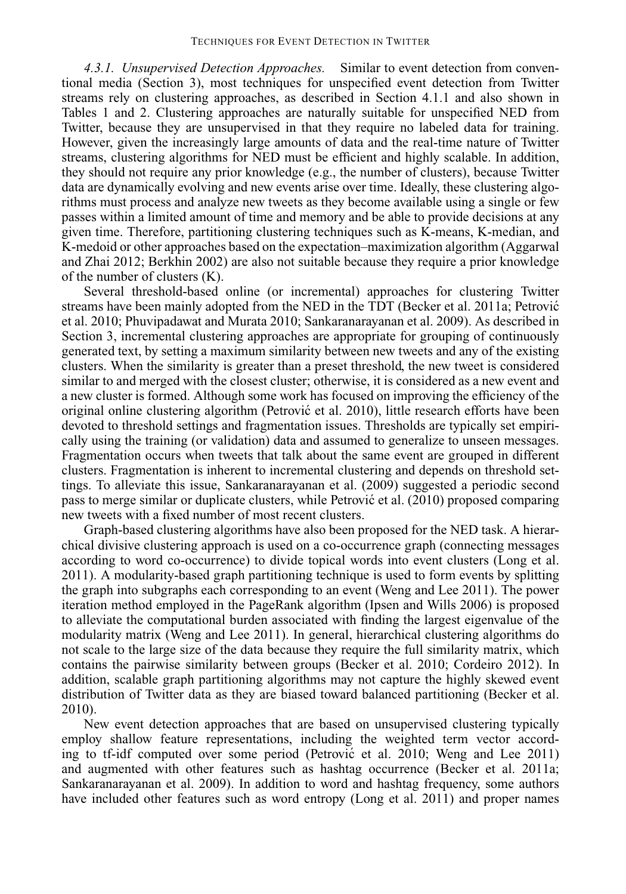*4.3.1. Unsupervised Detection Approaches.* Similar to event detection from conventional media (Section 3), most techniques for unspecified event detection from Twitter streams rely on clustering approaches, as described in Section 4.1.1 and also shown in Tables 1 and 2. Clustering approaches are naturally suitable for unspecified NED from Twitter, because they are unsupervised in that they require no labeled data for training. However, given the increasingly large amounts of data and the real-time nature of Twitter streams, clustering algorithms for NED must be efficient and highly scalable. In addition, they should not require any prior knowledge (e.g., the number of clusters), because Twitter data are dynamically evolving and new events arise over time. Ideally, these clustering algorithms must process and analyze new tweets as they become available using a single or few passes within a limited amount of time and memory and be able to provide decisions at any given time. Therefore, partitioning clustering techniques such as K-means, K-median, and K-medoid or other approaches based on the expectation–maximization algorithm (Aggarwal and Zhai 2012; Berkhin 2002) are also not suitable because they require a prior knowledge of the number of clusters (K).

Several threshold-based online (or incremental) approaches for clustering Twitter streams have been mainly adopted from the NED in the TDT (Becker et al. 2011a; Petrović et al. 2010; Phuvipadawat and Murata 2010; Sankaranarayanan et al. 2009). As described in Section 3, incremental clustering approaches are appropriate for grouping of continuously generated text, by setting a maximum similarity between new tweets and any of the existing clusters. When the similarity is greater than a preset threshold, the new tweet is considered similar to and merged with the closest cluster; otherwise, it is considered as a new event and a new cluster is formed. Although some work has focused on improving the efficiency of the original online clustering algorithm (Petrović et al. 2010), little research efforts have been devoted to threshold settings and fragmentation issues. Thresholds are typically set empirically using the training (or validation) data and assumed to generalize to unseen messages. Fragmentation occurs when tweets that talk about the same event are grouped in different clusters. Fragmentation is inherent to incremental clustering and depends on threshold settings. To alleviate this issue, Sankaranarayanan et al. (2009) suggested a periodic second pass to merge similar or duplicate clusters, while Petrović et al. (2010) proposed comparing new tweets with a fixed number of most recent clusters.

Graph-based clustering algorithms have also been proposed for the NED task. A hierarchical divisive clustering approach is used on a co-occurrence graph (connecting messages according to word co-occurrence) to divide topical words into event clusters (Long et al. 2011). A modularity-based graph partitioning technique is used to form events by splitting the graph into subgraphs each corresponding to an event (Weng and Lee 2011). The power iteration method employed in the PageRank algorithm (Ipsen and Wills 2006) is proposed to alleviate the computational burden associated with finding the largest eigenvalue of the modularity matrix (Weng and Lee 2011). In general, hierarchical clustering algorithms do not scale to the large size of the data because they require the full similarity matrix, which contains the pairwise similarity between groups (Becker et al. 2010; Cordeiro 2012). In addition, scalable graph partitioning algorithms may not capture the highly skewed event distribution of Twitter data as they are biased toward balanced partitioning (Becker et al. 2010).

New event detection approaches that are based on unsupervised clustering typically employ shallow feature representations, including the weighted term vector according to tf-idf computed over some period (Petrović et al. 2010; Weng and Lee 2011) and augmented with other features such as hashtag occurrence (Becker et al. 2011a; Sankaranarayanan et al. 2009). In addition to word and hashtag frequency, some authors have included other features such as word entropy (Long et al. 2011) and proper names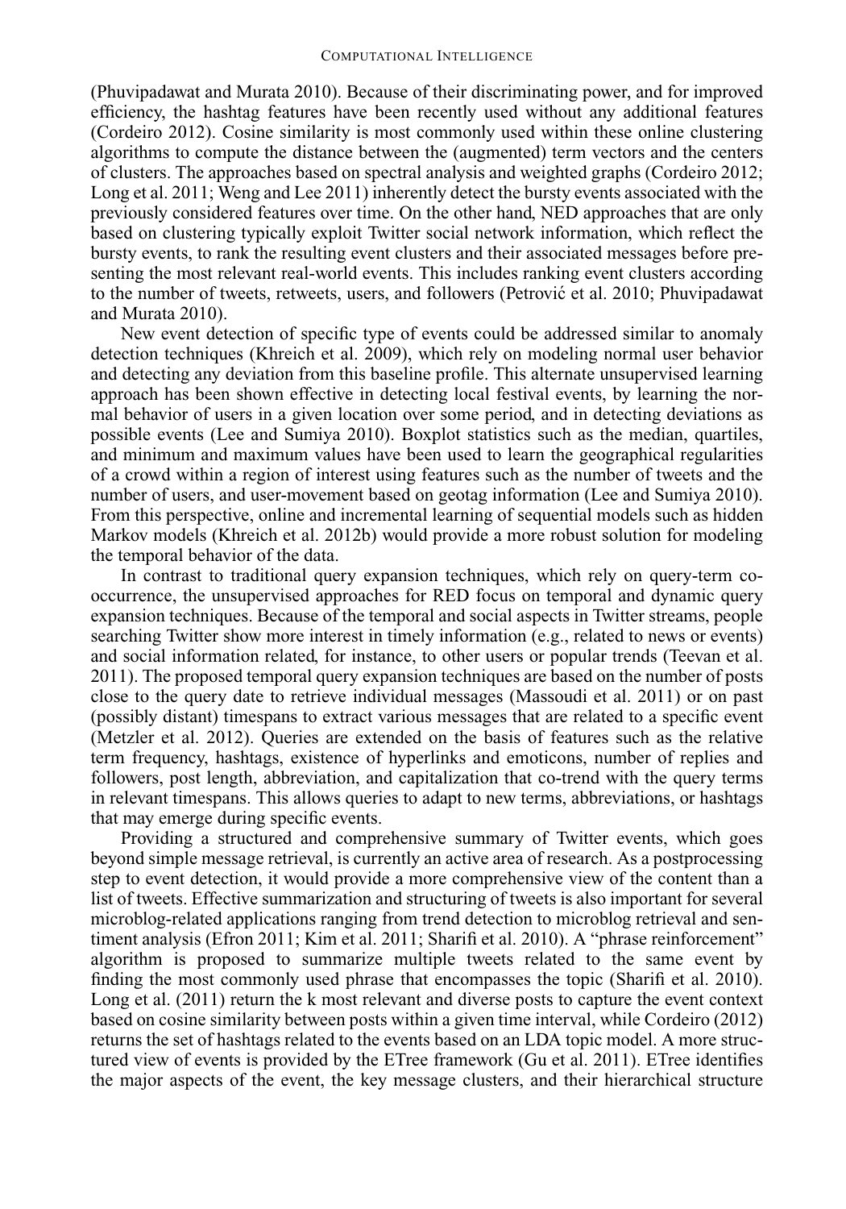(Phuvipadawat and Murata 2010). Because of their discriminating power, and for improved efficiency, the hashtag features have been recently used without any additional features (Cordeiro 2012). Cosine similarity is most commonly used within these online clustering algorithms to compute the distance between the (augmented) term vectors and the centers of clusters. The approaches based on spectral analysis and weighted graphs (Cordeiro 2012; Long et al. 2011; Weng and Lee 2011) inherently detect the bursty events associated with the previously considered features over time. On the other hand, NED approaches that are only based on clustering typically exploit Twitter social network information, which reflect the bursty events, to rank the resulting event clusters and their associated messages before presenting the most relevant real-world events. This includes ranking event clusters according to the number of tweets, retweets, users, and followers (Petrović et al. 2010; Phuvipadawat and Murata 2010).

New event detection of specific type of events could be addressed similar to anomaly detection techniques (Khreich et al. 2009), which rely on modeling normal user behavior and detecting any deviation from this baseline profile. This alternate unsupervised learning approach has been shown effective in detecting local festival events, by learning the normal behavior of users in a given location over some period, and in detecting deviations as possible events (Lee and Sumiya 2010). Boxplot statistics such as the median, quartiles, and minimum and maximum values have been used to learn the geographical regularities of a crowd within a region of interest using features such as the number of tweets and the number of users, and user-movement based on geotag information (Lee and Sumiya 2010). From this perspective, online and incremental learning of sequential models such as hidden Markov models (Khreich et al. 2012b) would provide a more robust solution for modeling the temporal behavior of the data.

In contrast to traditional query expansion techniques, which rely on query-term co-occurrence, the unsupervised approaches for RED focus on temporal and dynamic query expansion techniques. Because of the temporal and social aspects in Twitter streams, people searching Twitter show more interest in timely information (e.g., related to news or events) and social information related, for instance, to other users or popular trends (Teevan et al. 2011). The proposed temporal query expansion techniques are based on the number of posts close to the query date to retrieve individual messages (Massoudi et al. 2011) or on past (possibly distant) timespans to extract various messages that are related to a specific event (Metzler et al. 2012). Queries are extended on the basis of features such as the relative term frequency, hashtags, existence of hyperlinks and emoticons, number of replies and followers, post length, abbreviation, and capitalization that co-trend with the query terms in relevant timespans. This allows queries to adapt to new terms, abbreviations, or hashtags that may emerge during specific events.

Providing a structured and comprehensive summary of Twitter events, which goes beyond simple message retrieval, is currently an active area of research. As a postprocessing step to event detection, it would provide a more comprehensive view of the content than a list of tweets. Effective summarization and structuring of tweets is also important for several microblog-related applications ranging from trend detection to microblog retrieval and sentiment analysis (Efron 2011; Kim et al. 2011; Sharifi et al. 2010). A "phrase reinforcement" algorithm is proposed to summarize multiple tweets related to the same event by finding the most commonly used phrase that encompasses the topic (Sharifi et al. 2010). Long et al. (2011) return the k most relevant and diverse posts to capture the event context based on cosine similarity between posts within a given time interval, while Cordeiro (2012) returns the set of hashtags related to the events based on an LDA topic model. A more structured view of events is provided by the ETree framework (Gu et al. 2011). ETree identifies the major aspects of the event, the key message clusters, and their hierarchical structure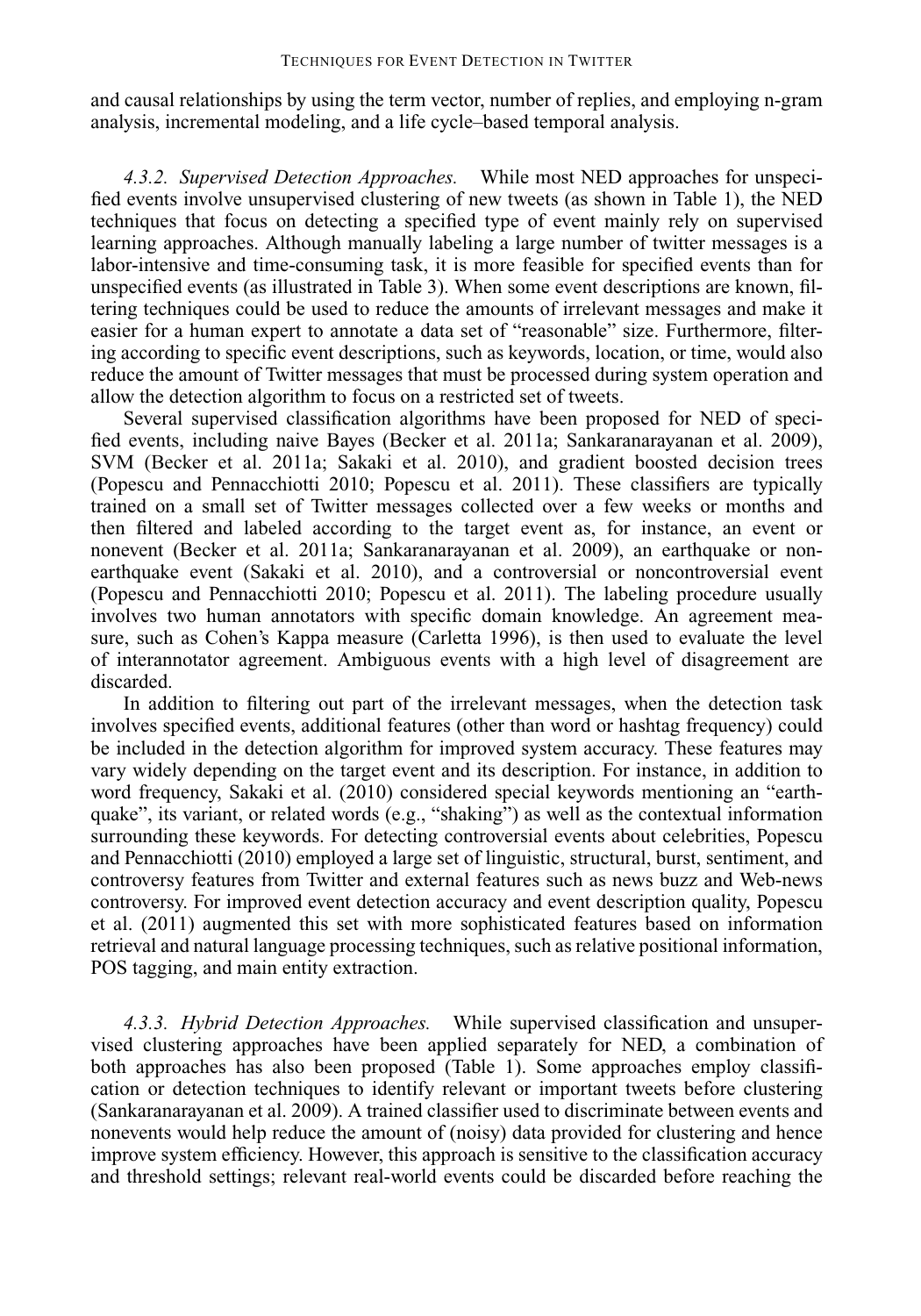and causal relationships by using the term vector, number of replies, and employing n-gram analysis, incremental modeling, and a life cycle–based temporal analysis.

*4.3.2. Supervised Detection Approaches.* While most NED approaches for unspecified events involve unsupervised clustering of new tweets (as shown in Table 1), the NED techniques that focus on detecting a specified type of event mainly rely on supervised learning approaches. Although manually labeling a large number of twitter messages is a labor-intensive and time-consuming task, it is more feasible for specified events than for unspecified events (as illustrated in Table 3). When some event descriptions are known, filtering techniques could be used to reduce the amounts of irrelevant messages and make it easier for a human expert to annotate a data set of "reasonable" size. Furthermore, filtering according to specific event descriptions, such as keywords, location, or time, would also reduce the amount of Twitter messages that must be processed during system operation and allow the detection algorithm to focus on a restricted set of tweets.

Several supervised classification algorithms have been proposed for NED of specified events, including naive Bayes (Becker et al. 2011a; Sankaranarayanan et al. 2009), SVM (Becker et al. 2011a; Sakaki et al. 2010), and gradient boosted decision trees (Popescu and Pennacchiotti 2010; Popescu et al. 2011). These classifiers are typically trained on a small set of Twitter messages collected over a few weeks or months and then filtered and labeled according to the target event as, for instance, an event or nonevent (Becker et al. 2011a; Sankaranarayanan et al. 2009), an earthquake or nonearthquake event (Sakaki et al. 2010), and a controversial or noncontroversial event (Popescu and Pennacchiotti 2010; Popescu et al. 2011). The labeling procedure usually involves two human annotators with specific domain knowledge. An agreement measure, such as Cohen's Kappa measure (Carletta 1996), is then used to evaluate the level of interannotator agreement. Ambiguous events with a high level of disagreement are discarded.

In addition to filtering out part of the irrelevant messages, when the detection task involves specified events, additional features (other than word or hashtag frequency) could be included in the detection algorithm for improved system accuracy. These features may vary widely depending on the target event and its description. For instance, in addition to word frequency, Sakaki et al. (2010) considered special keywords mentioning an "earthquake", its variant, or related words (e.g., "shaking") as well as the contextual information surrounding these keywords. For detecting controversial events about celebrities, Popescu and Pennacchiotti (2010) employed a large set of linguistic, structural, burst, sentiment, and controversy features from Twitter and external features such as news buzz and Web-news controversy. For improved event detection accuracy and event description quality, Popescu et al. (2011) augmented this set with more sophisticated features based on information retrieval and natural language processing techniques, such as relative positional information, POS tagging, and main entity extraction.

*4.3.3. Hybrid Detection Approaches.* While supervised classification and unsupervised clustering approaches have been applied separately for NED, a combination of both approaches has also been proposed (Table 1). Some approaches employ classification or detection techniques to identify relevant or important tweets before clustering (Sankaranarayanan et al. 2009). A trained classifier used to discriminate between events and nonevents would help reduce the amount of (noisy) data provided for clustering and hence improve system efficiency. However, this approach is sensitive to the classification accuracy and threshold settings; relevant real-world events could be discarded before reaching the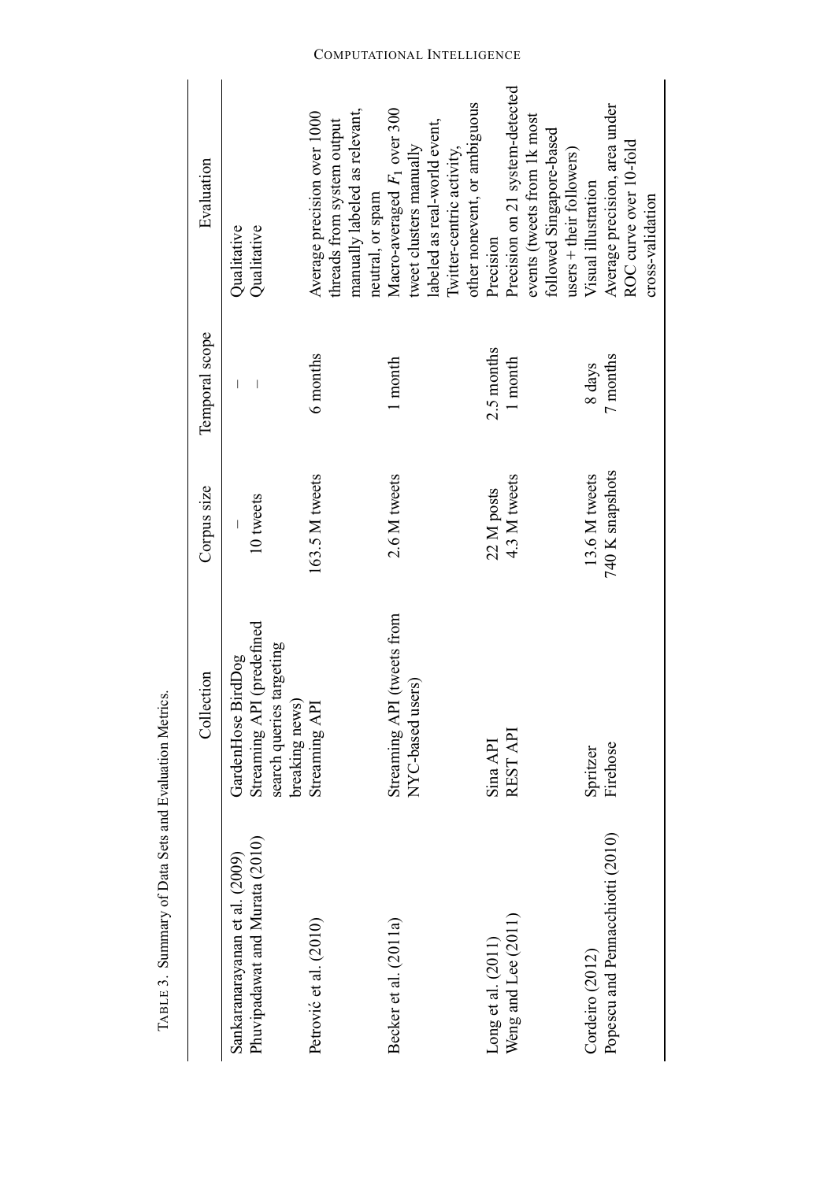TABLE 3. Summary of Data Sets and Evaluation Metrics.

| | Collection | Corpus size | Temporal scope | Evaluation |
|---|---|---|---|---|
| Sankaranarayanan et al. (2009) | GardenHose BirdDog | – | – | Qualitative |
| Phuvipadawat and Murata (2010) | Streaming API (predefined search queries targeting breaking news) | 10 tweets | – | Qualitative |
| Petrović et al. (2010) | Streaming API | 163.5 M tweets | 6 months | Average precision over 1000 threads from system output manually labeled as relevant, neutral, or spam |
| Becker et al. (2011a) | Streaming API (tweets from NYC-based users) | 2.6 M tweets | 1 month | Macro-averaged $F_1$ over 300 tweet clusters manually labeled as real-world event, Twitter-centric activity, other nonevent, or ambiguous |
| Long et al. (2011) | Sina API | 22 M posts | 2.5 months | Precision |
| Weng and Lee (2011) | REST API | 4.3 M tweets | 1 month | Precision on 21 system-detected events (tweets from 1k most followed Singapore-based users + their followers) |
| Cordeiro (2012) | Spritzer | 13.6 M tweets | 8 days | Visual illustration |
| Popescu and Pennacchiotti (2010) | Firehose | 740 K snapshots | 7 months | Average precision, area under ROC curve over 10-fold cross-validation |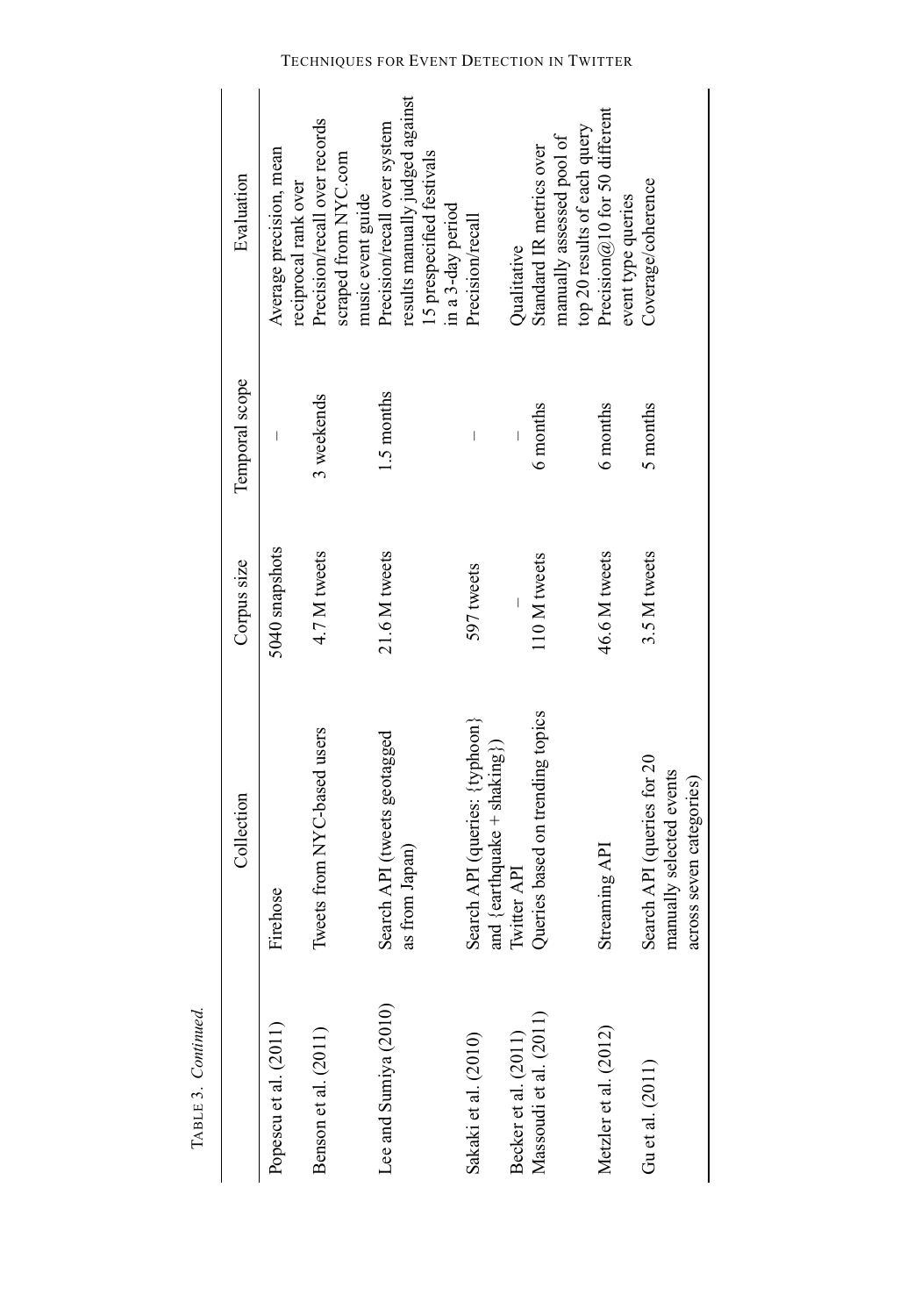TABLE 3. *Continued.*

| | Collection | Corpus size | Temporal scope | Evaluation |
|---|---|---|---|---|
| Popescu et al. (2011) | Firehose | 5040 snapshots | – | Average precision, mean reciprocal rank over |
| Benson et al. (2011) | Tweets from NYC-based users | 4.7 M tweets | 3 weekends | Precision/recall over records scraped from NYC.com music event guide |
| Lee and Sumiya (2010) | Search API (tweets geotagged as from Japan) | 21.6 M tweets | 1.5 months | Precision/recall over system results manually judged against 15 prespecified festivals in a 3-day period |
| Sakaki et al. (2010) | Search API (queries: {typhoon} and {earthquake + shaking}) | 597 tweets | – | Precision/recall |
| Becker et al. (2011) | Twitter API | – | – | Qualitative |
| Massoudi et al. (2011) | Queries based on trending topics | 110 M tweets | 6 months | Standard IR metrics over manually assessed pool of top 20 results of each query |
| Metzler et al. (2012) | Streaming API | 46.6 M tweets | 6 months | Precision@10 for 50 different event type queries |
| Gu et al. (2011) | Search API (queries for 20 manually selected events across seven categories) | 3.5 M tweets | 5 months | Coverage/coherence |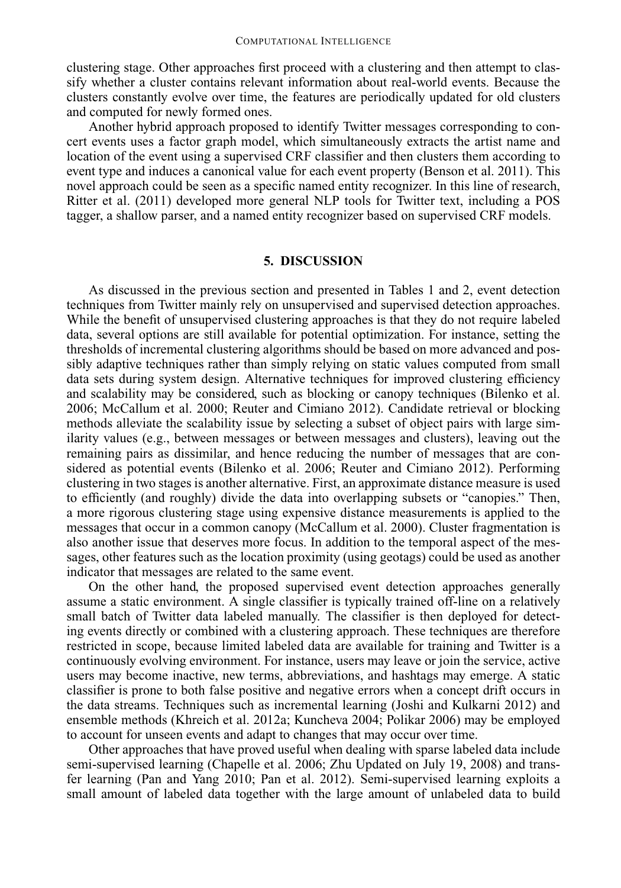clustering stage. Other approaches first proceed with a clustering and then attempt to classify whether a cluster contains relevant information about real-world events. Because the clusters constantly evolve over time, the features are periodically updated for old clusters and computed for newly formed ones.

Another hybrid approach proposed to identify Twitter messages corresponding to concert events uses a factor graph model, which simultaneously extracts the artist name and location of the event using a supervised CRF classifier and then clusters them according to event type and induces a canonical value for each event property (Benson et al. 2011). This novel approach could be seen as a specific named entity recognizer. In this line of research, Ritter et al. (2011) developed more general NLP tools for Twitter text, including a POS tagger, a shallow parser, and a named entity recognizer based on supervised CRF models.

## 5. DISCUSSION

As discussed in the previous section and presented in Tables 1 and 2, event detection techniques from Twitter mainly rely on unsupervised and supervised detection approaches. While the benefit of unsupervised clustering approaches is that they do not require labeled data, several options are still available for potential optimization. For instance, setting the thresholds of incremental clustering algorithms should be based on more advanced and possibly adaptive techniques rather than simply relying on static values computed from small data sets during system design. Alternative techniques for improved clustering efficiency and scalability may be considered, such as blocking or canopy techniques (Bilenko et al. 2006; McCallum et al. 2000; Reuter and Cimiano 2012). Candidate retrieval or blocking methods alleviate the scalability issue by selecting a subset of object pairs with large similarity values (e.g., between messages or between messages and clusters), leaving out the remaining pairs as dissimilar, and hence reducing the number of messages that are considered as potential events (Bilenko et al. 2006; Reuter and Cimiano 2012). Performing clustering in two stages is another alternative. First, an approximate distance measure is used to efficiently (and roughly) divide the data into overlapping subsets or "canopies." Then, a more rigorous clustering stage using expensive distance measurements is applied to the messages that occur in a common canopy (McCallum et al. 2000). Cluster fragmentation is also another issue that deserves more focus. In addition to the temporal aspect of the messages, other features such as the location proximity (using geotags) could be used as another indicator that messages are related to the same event.

On the other hand, the proposed supervised event detection approaches generally assume a static environment. A single classifier is typically trained off-line on a relatively small batch of Twitter data labeled manually. The classifier is then deployed for detecting events directly or combined with a clustering approach. These techniques are therefore restricted in scope, because limited labeled data are available for training and Twitter is a continuously evolving environment. For instance, users may leave or join the service, active users may become inactive, new terms, abbreviations, and hashtags may emerge. A static classifier is prone to both false positive and negative errors when a concept drift occurs in the data streams. Techniques such as incremental learning (Joshi and Kulkarni 2012) and ensemble methods (Khreich et al. 2012a; Kuncheva 2004; Polikar 2006) may be employed to account for unseen events and adapt to changes that may occur over time.

Other approaches that have proved useful when dealing with sparse labeled data include semi-supervised learning (Chapelle et al. 2006; Zhu Updated on July 19, 2008) and transfer learning (Pan and Yang 2010; Pan et al. 2012). Semi-supervised learning exploits a small amount of labeled data together with the large amount of unlabeled data to build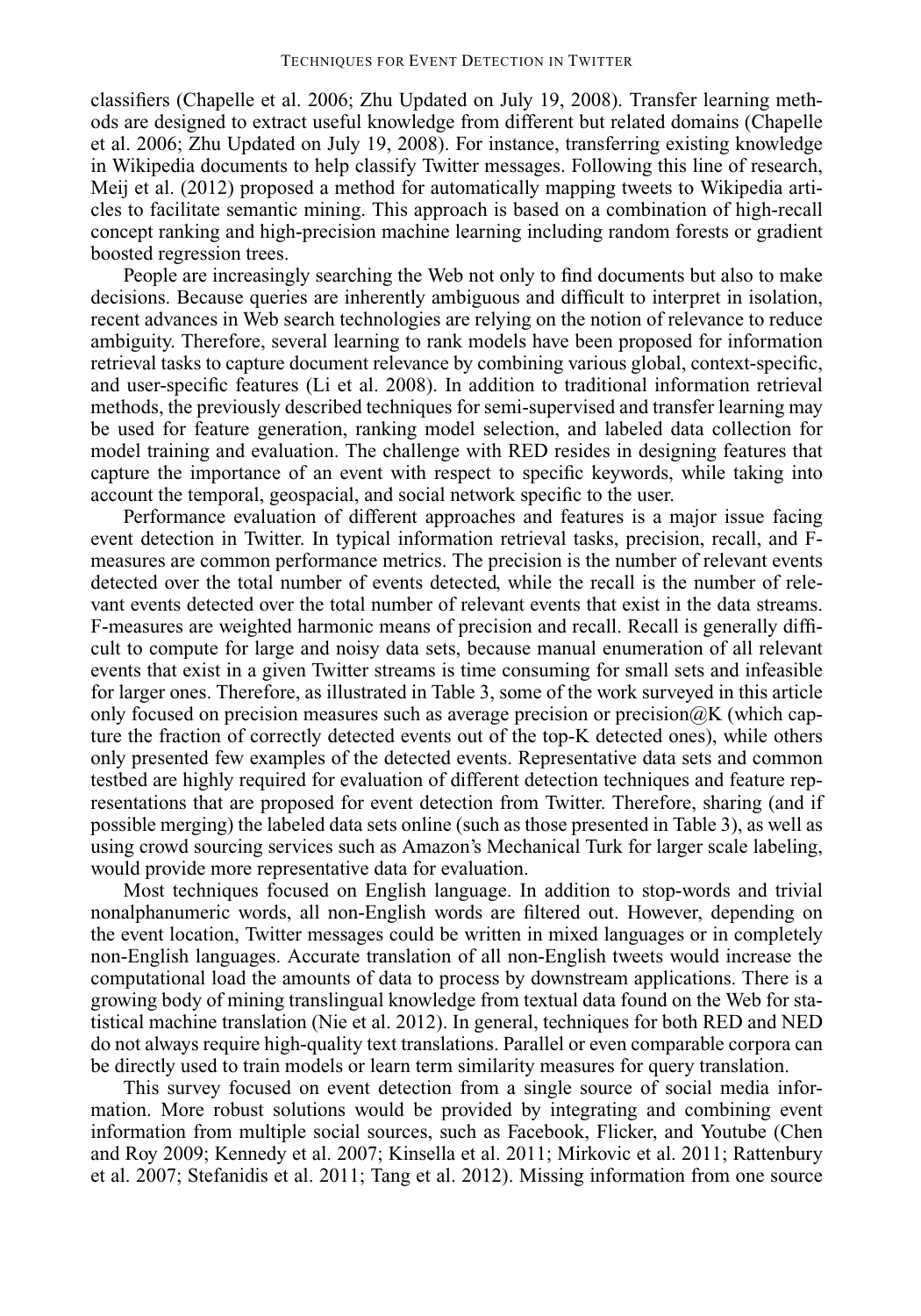classifiers (Chapelle et al. 2006; Zhu Updated on July 19, 2008). Transfer learning methods are designed to extract useful knowledge from different but related domains (Chapelle et al. 2006; Zhu Updated on July 19, 2008). For instance, transferring existing knowledge in Wikipedia documents to help classify Twitter messages. Following this line of research, Meij et al. (2012) proposed a method for automatically mapping tweets to Wikipedia articles to facilitate semantic mining. This approach is based on a combination of high-recall concept ranking and high-precision machine learning including random forests or gradient boosted regression trees.

People are increasingly searching the Web not only to find documents but also to make decisions. Because queries are inherently ambiguous and difficult to interpret in isolation, recent advances in Web search technologies are relying on the notion of relevance to reduce ambiguity. Therefore, several learning to rank models have been proposed for information retrieval tasks to capture document relevance by combining various global, context-specific, and user-specific features (Li et al. 2008). In addition to traditional information retrieval methods, the previously described techniques for semi-supervised and transfer learning may be used for feature generation, ranking model selection, and labeled data collection for model training and evaluation. The challenge with RED resides in designing features that capture the importance of an event with respect to specific keywords, while taking into account the temporal, geospacial, and social network specific to the user.

Performance evaluation of different approaches and features is a major issue facing event detection in Twitter. In typical information retrieval tasks, precision, recall, and F-measures are common performance metrics. The precision is the number of relevant events detected over the total number of events detected, while the recall is the number of relevant events detected over the total number of relevant events that exist in the data streams. F-measures are weighted harmonic means of precision and recall. Recall is generally difficult to compute for large and noisy data sets, because manual enumeration of all relevant events that exist in a given Twitter streams is time consuming for small sets and infeasible for larger ones. Therefore, as illustrated in Table 3, some of the work surveyed in this article only focused on precision measures such as average precision or precision@K (which capture the fraction of correctly detected events out of the top-K detected ones), while others only presented few examples of the detected events. Representative data sets and common testbed are highly required for evaluation of different detection techniques and feature representations that are proposed for event detection from Twitter. Therefore, sharing (and if possible merging) the labeled data sets online (such as those presented in Table 3), as well as using crowd sourcing services such as Amazon's Mechanical Turk for larger scale labeling, would provide more representative data for evaluation.

Most techniques focused on English language. In addition to stop-words and trivial nonalphanumeric words, all non-English words are filtered out. However, depending on the event location, Twitter messages could be written in mixed languages or in completely non-English languages. Accurate translation of all non-English tweets would increase the computational load the amounts of data to process by downstream applications. There is a growing body of mining translingual knowledge from textual data found on the Web for statistical machine translation (Nie et al. 2012). In general, techniques for both RED and NED do not always require high-quality text translations. Parallel or even comparable corpora can be directly used to train models or learn term similarity measures for query translation.

This survey focused on event detection from a single source of social media information. More robust solutions would be provided by integrating and combining event information from multiple social sources, such as Facebook, Flicker, and Youtube (Chen and Roy 2009; Kennedy et al. 2007; Kinsella et al. 2011; Mirkovic et al. 2011; Rattenbury et al. 2007; Stefanidis et al. 2011; Tang et al. 2012). Missing information from one source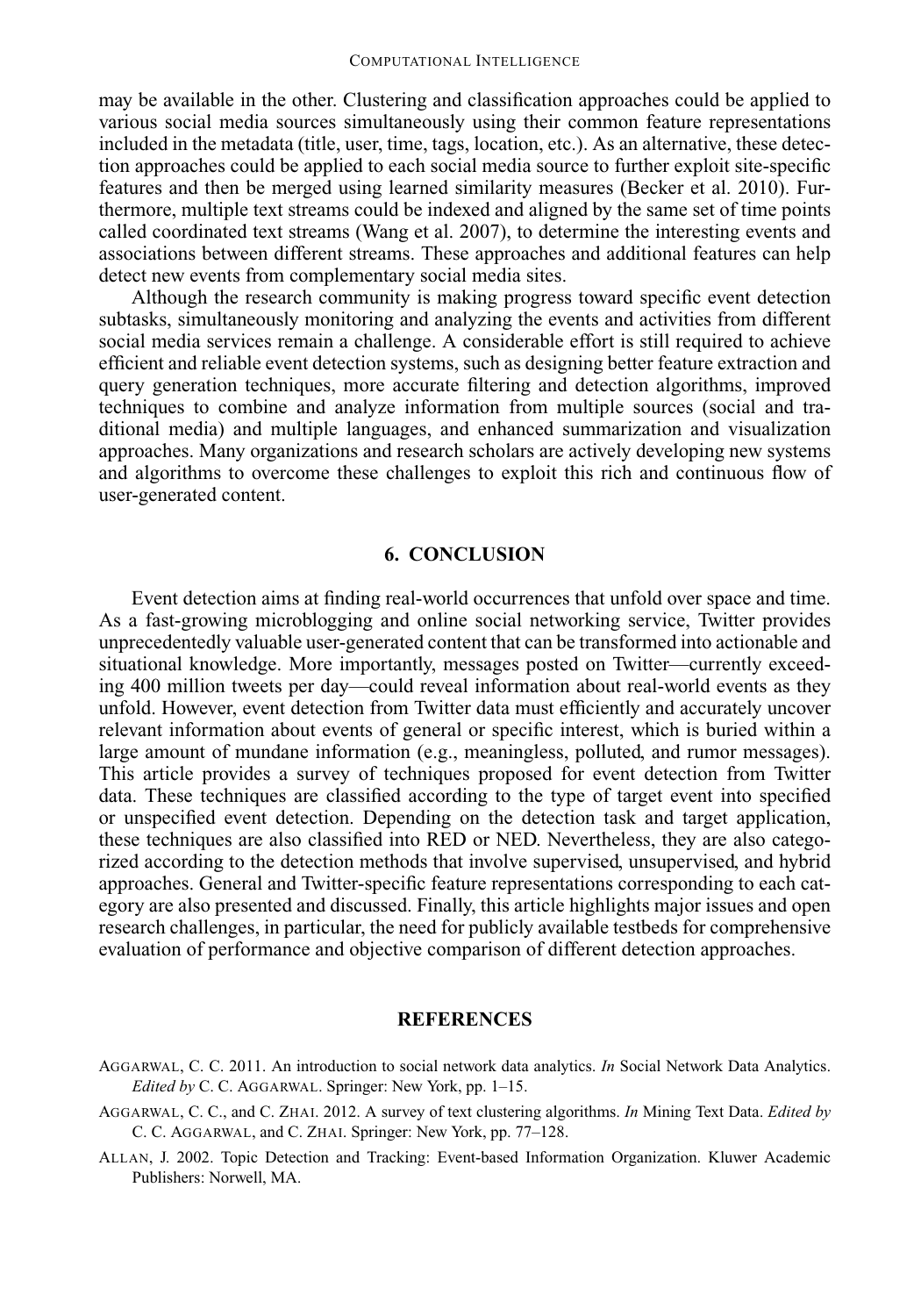may be available in the other. Clustering and classification approaches could be applied to various social media sources simultaneously using their common feature representations included in the metadata (title, user, time, tags, location, etc.). As an alternative, these detection approaches could be applied to each social media source to further exploit site-specific features and then be merged using learned similarity measures (Becker et al. 2010). Furthermore, multiple text streams could be indexed and aligned by the same set of time points called coordinated text streams (Wang et al. 2007), to determine the interesting events and associations between different streams. These approaches and additional features can help detect new events from complementary social media sites.

Although the research community is making progress toward specific event detection subtasks, simultaneously monitoring and analyzing the events and activities from different social media services remain a challenge. A considerable effort is still required to achieve efficient and reliable event detection systems, such as designing better feature extraction and query generation techniques, more accurate filtering and detection algorithms, improved techniques to combine and analyze information from multiple sources (social and traditional media) and multiple languages, and enhanced summarization and visualization approaches. Many organizations and research scholars are actively developing new systems and algorithms to overcome these challenges to exploit this rich and continuous flow of user-generated content.

## 6. CONCLUSION

Event detection aims at finding real-world occurrences that unfold over space and time. As a fast-growing microblogging and online social networking service, Twitter provides unprecedentedly valuable user-generated content that can be transformed into actionable and situational knowledge. More importantly, messages posted on Twitter—currently exceeding 400 million tweets per day—could reveal information about real-world events as they unfold. However, event detection from Twitter data must efficiently and accurately uncover relevant information about events of general or specific interest, which is buried within a large amount of mundane information (e.g., meaningless, polluted, and rumor messages). This article provides a survey of techniques proposed for event detection from Twitter data. These techniques are classified according to the type of target event into specified or unspecified event detection. Depending on the detection task and target application, these techniques are also classified into RED or NED. Nevertheless, they are also categorized according to the detection methods that involve supervised, unsupervised, and hybrid approaches. General and Twitter-specific feature representations corresponding to each category are also presented and discussed. Finally, this article highlights major issues and open research challenges, in particular, the need for publicly available testbeds for comprehensive evaluation of performance and objective comparison of different detection approaches.

## REFERENCES

AGGARWAL, C. C. 2011. An introduction to social network data analytics. *In* Social Network Data Analytics. *Edited by* C. C. AGGARWAL. Springer: New York, pp. 1–15.

AGGARWAL, C. C., and C. ZHAI. 2012. A survey of text clustering algorithms. *In* Mining Text Data. *Edited by* C. C. AGGARWAL, and C. ZHAI. Springer: New York, pp. 77–128.

ALLAN, J. 2002. Topic Detection and Tracking: Event-based Information Organization. Kluwer Academic Publishers: Norwell, MA.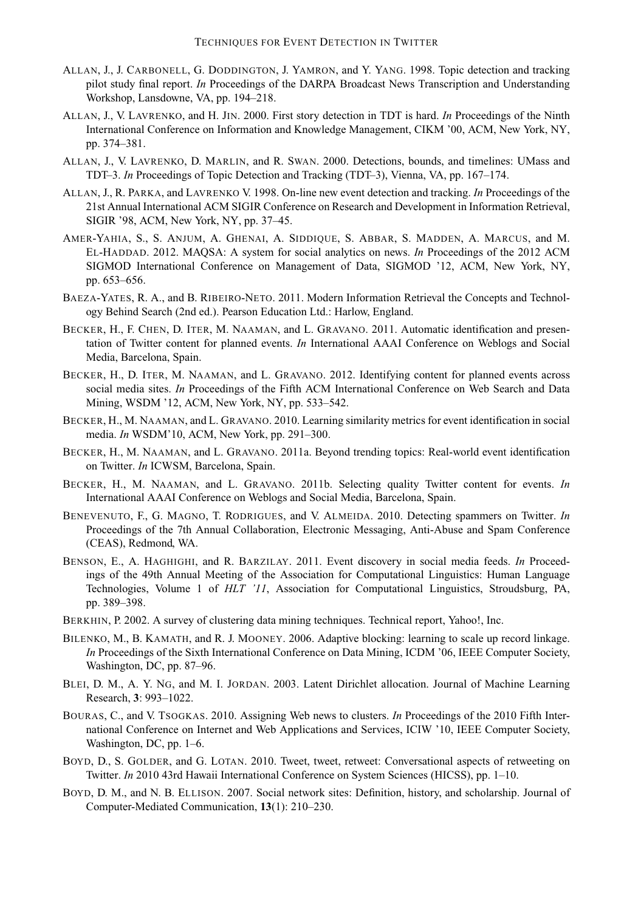ALLAN, J., J. CARBONELL, G. DODDINGTON, J. YAMRON, and Y. YANG. 1998. Topic detection and tracking pilot study final report. *In* Proceedings of the DARPA Broadcast News Transcription and Understanding Workshop, Lansdowne, VA, pp. 194–218.

ALLAN, J., V. LAVRENKO, and H. JIN. 2000. First story detection in TDT is hard. *In* Proceedings of the Ninth International Conference on Information and Knowledge Management, CIKM '00, ACM, New York, NY, pp. 374–381.

ALLAN, J., V. LAVRENKO, D. MARLIN, and R. SWAN. 2000. Detections, bounds, and timelines: UMass and TDT–3. *In* Proceedings of Topic Detection and Tracking (TDT–3), Vienna, VA, pp. 167–174.

ALLAN, J., R. PARKA, and LAVRENKO V. 1998. On-line new event detection and tracking. *In* Proceedings of the 21st Annual International ACM SIGIR Conference on Research and Development in Information Retrieval, SIGIR '98, ACM, New York, NY, pp. 37–45.

AMER-YAHIA, S., S. ANJUM, A. GHENAI, A. SIDDIQUE, S. ABBAR, S. MADDEN, A. MARCUS, and M. EL-HADDAD. 2012. MAQSA: A system for social analytics on news. *In* Proceedings of the 2012 ACM SIGMOD International Conference on Management of Data, SIGMOD '12, ACM, New York, NY, pp. 653–656.

BAEZA-YATES, R. A., and B. RIBEIRO-NETO. 2011. Modern Information Retrieval the Concepts and Technology Behind Search (2nd ed.). Pearson Education Ltd.: Harlow, England.

BECKER, H., F. CHEN, D. ITER, M. NAAMAN, and L. GRAVANO. 2011. Automatic identification and presentation of Twitter content for planned events. *In* International AAAI Conference on Weblogs and Social Media, Barcelona, Spain.

BECKER, H., D. ITER, M. NAAMAN, and L. GRAVANO. 2012. Identifying content for planned events across social media sites. *In* Proceedings of the Fifth ACM International Conference on Web Search and Data Mining, WSDM '12, ACM, New York, NY, pp. 533–542.

BECKER, H., M. NAAMAN, and L. GRAVANO. 2010. Learning similarity metrics for event identification in social media. *In* WSDM'10, ACM, New York, pp. 291–300.

BECKER, H., M. NAAMAN, and L. GRAVANO. 2011a. Beyond trending topics: Real-world event identification on Twitter. *In* ICWSM, Barcelona, Spain.

BECKER, H., M. NAAMAN, and L. GRAVANO. 2011b. Selecting quality Twitter content for events. *In* International AAAI Conference on Weblogs and Social Media, Barcelona, Spain.

BENEVENUTO, F., G. MAGNO, T. RODRIGUES, and V. ALMEIDA. 2010. Detecting spammers on Twitter. *In* Proceedings of the 7th Annual Collaboration, Electronic Messaging, Anti-Abuse and Spam Conference (CEAS), Redmond, WA.

BENSON, E., A. HAGHIGHI, and R. BARZILAY. 2011. Event discovery in social media feeds. *In* Proceedings of the 49th Annual Meeting of the Association for Computational Linguistics: Human Language Technologies, Volume 1 of *HLT '11*, Association for Computational Linguistics, Stroudsburg, PA, pp. 389–398.

BERKHIN, P. 2002. A survey of clustering data mining techniques. Technical report, Yahoo!, Inc.

BILENKO, M., B. KAMATH, and R. J. MOONEY. 2006. Adaptive blocking: learning to scale up record linkage. *In* Proceedings of the Sixth International Conference on Data Mining, ICDM '06, IEEE Computer Society, Washington, DC, pp. 87–96.

BLEI, D. M., A. Y. NG, and M. I. JORDAN. 2003. Latent Dirichlet allocation. Journal of Machine Learning Research, **3**: 993–1022.

BOURAS, C., and V. TSOGKAS. 2010. Assigning Web news to clusters. *In* Proceedings of the 2010 Fifth International Conference on Internet and Web Applications and Services, ICIW '10, IEEE Computer Society, Washington, DC, pp. 1–6.

BOYD, D., S. GOLDER, and G. LOTAN. 2010. Tweet, tweet, retweet: Conversational aspects of retweeting on Twitter. *In* 2010 43rd Hawaii International Conference on System Sciences (HICSS), pp. 1–10.

BOYD, D. M., and N. B. ELLISON. 2007. Social network sites: Definition, history, and scholarship. Journal of Computer-Mediated Communication, **13**(1): 210–230.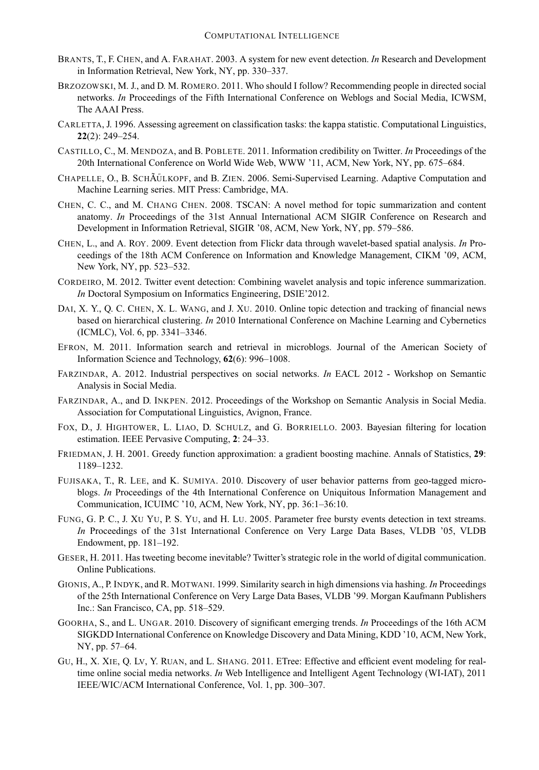BRANTS, T., F. CHEN, and A. FARAHAT. 2003. A system for new event detection. *In* Research and Development in Information Retrieval, New York, NY, pp. 330–337.

BRZOZOWSKI, M. J., and D. M. ROMERO. 2011. Who should I follow? Recommending people in directed social networks. *In* Proceedings of the Fifth International Conference on Weblogs and Social Media, ICWSM, The AAAI Press.

CARLETTA, J. 1996. Assessing agreement on classification tasks: the kappa statistic. Computational Linguistics, **22**(2): 249–254.

CASTILLO, C., M. MENDOZA, and B. POBLETE. 2011. Information credibility on Twitter. *In* Proceedings of the 20th International Conference on World Wide Web, WWW '11, ACM, New York, NY, pp. 675–684.

CHAPELLE, O., B. SCHÃŰLKOPF, and B. ZIEN. 2006. Semi-Supervised Learning. Adaptive Computation and Machine Learning series. MIT Press: Cambridge, MA.

CHEN, C. C., and M. CHANG CHEN. 2008. TSCAN: A novel method for topic summarization and content anatomy. *In* Proceedings of the 31st Annual International ACM SIGIR Conference on Research and Development in Information Retrieval, SIGIR '08, ACM, New York, NY, pp. 579–586.

CHEN, L., and A. ROY. 2009. Event detection from Flickr data through wavelet-based spatial analysis. *In* Proceedings of the 18th ACM Conference on Information and Knowledge Management, CIKM '09, ACM, New York, NY, pp. 523–532.

CORDEIRO, M. 2012. Twitter event detection: Combining wavelet analysis and topic inference summarization. *In* Doctoral Symposium on Informatics Engineering, DSIE'2012.

DAI, X. Y., Q. C. CHEN, X. L. WANG, and J. XU. 2010. Online topic detection and tracking of financial news based on hierarchical clustering. *In* 2010 International Conference on Machine Learning and Cybernetics (ICMLC), Vol. 6, pp. 3341–3346.

EFRON, M. 2011. Information search and retrieval in microblogs. Journal of the American Society of Information Science and Technology, **62**(6): 996–1008.

FARZINDAR, A. 2012. Industrial perspectives on social networks. *In* EACL 2012 - Workshop on Semantic Analysis in Social Media.

FARZINDAR, A., and D. INKPEN. 2012. Proceedings of the Workshop on Semantic Analysis in Social Media. Association for Computational Linguistics, Avignon, France.

FOX, D., J. HIGHTOWER, L. LIAO, D. SCHULZ, and G. BORRIELLO. 2003. Bayesian filtering for location estimation. IEEE Pervasive Computing, **2**: 24–33.

FRIEDMAN, J. H. 2001. Greedy function approximation: a gradient boosting machine. Annals of Statistics, **29**: 1189–1232.

FUJISAKA, T., R. LEE, and K. SUMIYA. 2010. Discovery of user behavior patterns from geo-tagged microblogs. *In* Proceedings of the 4th International Conference on Uniquitous Information Management and Communication, ICUIMC '10, ACM, New York, NY, pp. 36:1–36:10.

FUNG, G. P. C., J. XU YU, P. S. YU, and H. LU. 2005. Parameter free bursty events detection in text streams. *In* Proceedings of the 31st International Conference on Very Large Data Bases, VLDB '05, VLDB Endowment, pp. 181–192.

GESER, H. 2011. Has tweeting become inevitable? Twitter's strategic role in the world of digital communication. Online Publications.

GIONIS, A., P. INDYK, and R. MOTWANI. 1999. Similarity search in high dimensions via hashing. *In* Proceedings of the 25th International Conference on Very Large Data Bases, VLDB '99. Morgan Kaufmann Publishers Inc.: San Francisco, CA, pp. 518–529.

GOORHA, S., and L. UNGAR. 2010. Discovery of significant emerging trends. *In* Proceedings of the 16th ACM SIGKDD International Conference on Knowledge Discovery and Data Mining, KDD '10, ACM, New York, NY, pp. 57–64.

GU, H., X. XIE, Q. LV, Y. RUAN, and L. SHANG. 2011. ETree: Effective and efficient event modeling for real-time online social media networks. *In* Web Intelligence and Intelligent Agent Technology (WI-IAT), 2011 IEEE/WIC/ACM International Conference, Vol. 1, pp. 300–307.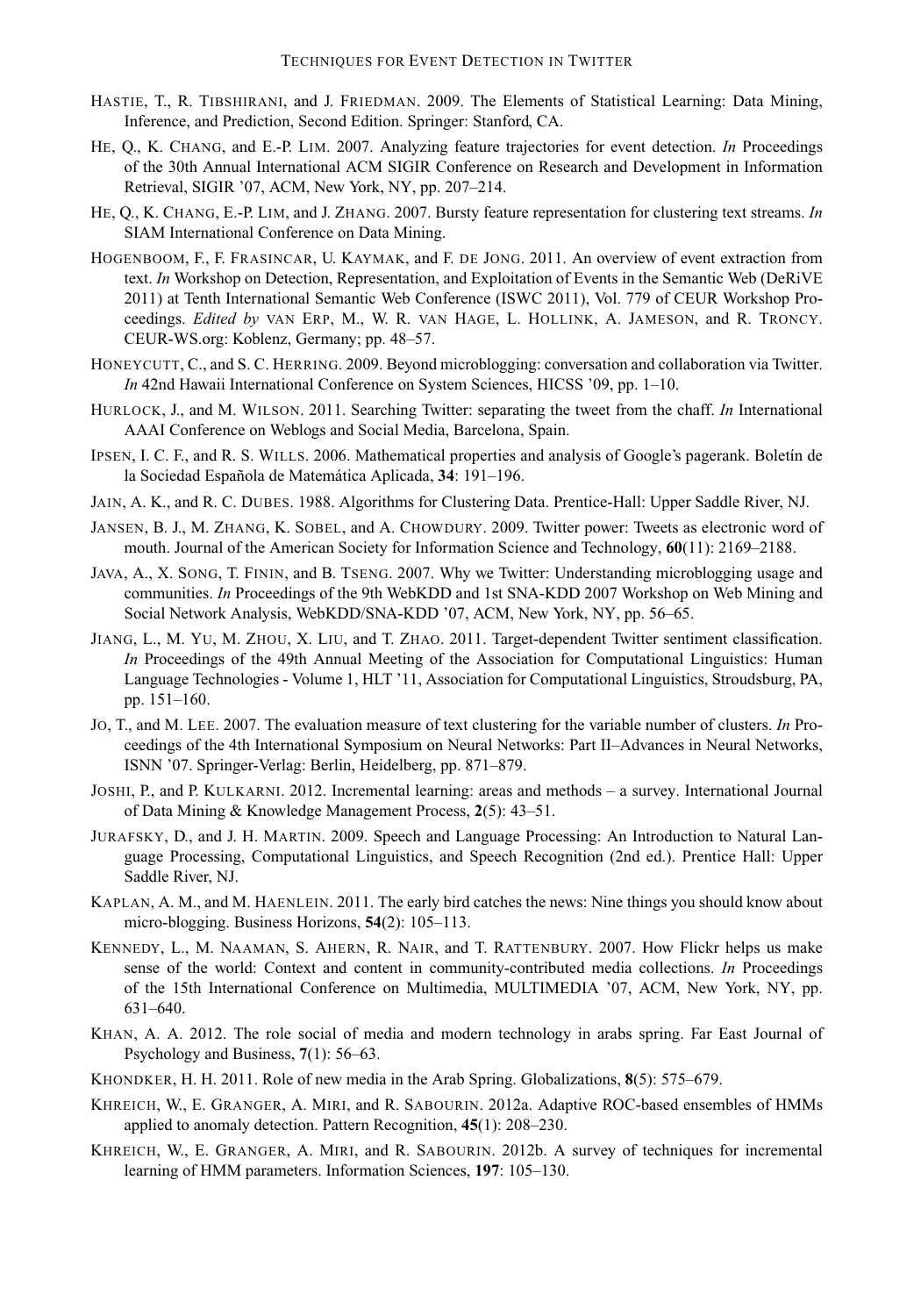HASTIE, T., R. TIBSHIRANI, and J. FRIEDMAN. 2009. The Elements of Statistical Learning: Data Mining, Inference, and Prediction, Second Edition. Springer: Stanford, CA.

HE, Q., K. CHANG, and E.-P. LIM. 2007. Analyzing feature trajectories for event detection. *In* Proceedings of the 30th Annual International ACM SIGIR Conference on Research and Development in Information Retrieval, SIGIR '07, ACM, New York, NY, pp. 207–214.

HE, Q., K. CHANG, E.-P. LIM, and J. ZHANG. 2007. Bursty feature representation for clustering text streams. *In* SIAM International Conference on Data Mining.

HOGENBOOM, F., F. FRASINCAR, U. KAYMAK, and F. DE JONG. 2011. An overview of event extraction from text. *In* Workshop on Detection, Representation, and Exploitation of Events in the Semantic Web (DeRiVE 2011) at Tenth International Semantic Web Conference (ISWC 2011), Vol. 779 of CEUR Workshop Proceedings. *Edited by* VAN ERP, M., W. R. VAN HAGE, L. HOLLINK, A. JAMESON, and R. TRONCY. CEUR-WS.org: Koblenz, Germany; pp. 48–57.

HONEYCUTT, C., and S. C. HERRING. 2009. Beyond microblogging: conversation and collaboration via Twitter. *In* 42nd Hawaii International Conference on System Sciences, HICSS '09, pp. 1–10.

HURLOCK, J., and M. WILSON. 2011. Searching Twitter: separating the tweet from the chaff. *In* International AAAI Conference on Weblogs and Social Media, Barcelona, Spain.

IPSEN, I. C. F., and R. S. WILLS. 2006. Mathematical properties and analysis of Google's pagerank. Boletín de la Sociedad Española de Matemática Aplicada, **34**: 191–196.

JAIN, A. K., and R. C. DUBES. 1988. Algorithms for Clustering Data. Prentice-Hall: Upper Saddle River, NJ.

JANSEN, B. J., M. ZHANG, K. SOBEL, and A. CHOWDURY. 2009. Twitter power: Tweets as electronic word of mouth. Journal of the American Society for Information Science and Technology, **60**(11): 2169–2188.

JAVA, A., X. SONG, T. FININ, and B. TSENG. 2007. Why we Twitter: Understanding microblogging usage and communities. *In* Proceedings of the 9th WebKDD and 1st SNA-KDD 2007 Workshop on Web Mining and Social Network Analysis, WebKDD/SNA-KDD '07, ACM, New York, NY, pp. 56–65.

JIANG, L., M. YU, M. ZHOU, X. LIU, and T. ZHAO. 2011. Target-dependent Twitter sentiment classification. *In* Proceedings of the 49th Annual Meeting of the Association for Computational Linguistics: Human Language Technologies - Volume 1, HLT '11, Association for Computational Linguistics, Stroudsburg, PA, pp. 151–160.

JO, T., and M. LEE. 2007. The evaluation measure of text clustering for the variable number of clusters. *In* Proceedings of the 4th International Symposium on Neural Networks: Part II–Advances in Neural Networks, ISNN '07. Springer-Verlag: Berlin, Heidelberg, pp. 871–879.

JOSHI, P., and P. KULKARNI. 2012. Incremental learning: areas and methods – a survey. International Journal of Data Mining & Knowledge Management Process, **2**(5): 43–51.

JURAFSKY, D., and J. H. MARTIN. 2009. Speech and Language Processing: An Introduction to Natural Language Processing, Computational Linguistics, and Speech Recognition (2nd ed.). Prentice Hall: Upper Saddle River, NJ.

KAPLAN, A. M., and M. HAENLEIN. 2011. The early bird catches the news: Nine things you should know about micro-blogging. Business Horizons, **54**(2): 105–113.

KENNEDY, L., M. NAAMAN, S. AHERN, R. NAIR, and T. RATTENBURY. 2007. How Flickr helps us make sense of the world: Context and content in community-contributed media collections. *In* Proceedings of the 15th International Conference on Multimedia, MULTIMEDIA '07, ACM, New York, NY, pp. 631–640.

KHAN, A. A. 2012. The role social of media and modern technology in arabs spring. Far East Journal of Psychology and Business, **7**(1): 56–63.

KHONDKER, H. H. 2011. Role of new media in the Arab Spring. Globalizations, **8**(5): 575–679.

KHREICH, W., E. GRANGER, A. MIRI, and R. SABOURIN. 2012a. Adaptive ROC-based ensembles of HMMs applied to anomaly detection. Pattern Recognition, **45**(1): 208–230.

KHREICH, W., E. GRANGER, A. MIRI, and R. SABOURIN. 2012b. A survey of techniques for incremental learning of HMM parameters. Information Sciences, **197**: 105–130.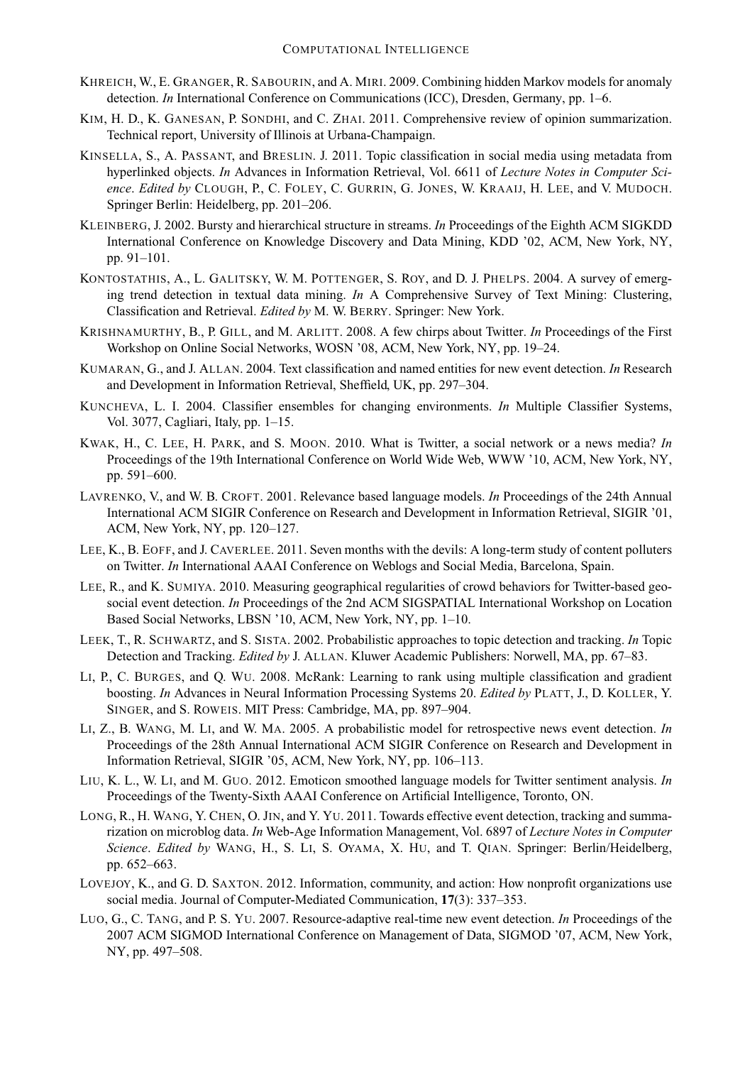KHREICH, W., E. GRANGER, R. SABOURIN, and A. MIRI. 2009. Combining hidden Markov models for anomaly detection. *In* International Conference on Communications (ICC), Dresden, Germany, pp. 1–6.

KIM, H. D., K. GANESAN, P. SONDHI, and C. ZHAI. 2011. Comprehensive review of opinion summarization. Technical report, University of Illinois at Urbana-Champaign.

KINSELLA, S., A. PASSANT, and BRESLIN. J. 2011. Topic classification in social media using metadata from hyperlinked objects. *In* Advances in Information Retrieval, Vol. 6611 of *Lecture Notes in Computer Science*. *Edited by* CLOUGH, P., C. FOLEY, C. GURRIN, G. JONES, W. KRAAIJ, H. LEE, and V. MUDOCH. Springer Berlin: Heidelberg, pp. 201–206.

KLEINBERG, J. 2002. Bursty and hierarchical structure in streams. *In* Proceedings of the Eighth ACM SIGKDD International Conference on Knowledge Discovery and Data Mining, KDD '02, ACM, New York, NY, pp. 91–101.

KONTOSTATHIS, A., L. GALITSKY, W. M. POTTENGER, S. ROY, and D. J. PHELPS. 2004. A survey of emerging trend detection in textual data mining. *In* A Comprehensive Survey of Text Mining: Clustering, Classification and Retrieval. *Edited by* M. W. BERRY. Springer: New York.

KRISHNAMURTHY, B., P. GILL, and M. ARLITT. 2008. A few chirps about Twitter. *In* Proceedings of the First Workshop on Online Social Networks, WOSN '08, ACM, New York, NY, pp. 19–24.

KUMARAN, G., and J. ALLAN. 2004. Text classification and named entities for new event detection. *In* Research and Development in Information Retrieval, Sheffield, UK, pp. 297–304.

KUNCHEVA, L. I. 2004. Classifier ensembles for changing environments. *In* Multiple Classifier Systems, Vol. 3077, Cagliari, Italy, pp. 1–15.

KWAK, H., C. LEE, H. PARK, and S. MOON. 2010. What is Twitter, a social network or a news media? *In* Proceedings of the 19th International Conference on World Wide Web, WWW '10, ACM, New York, NY, pp. 591–600.

LAVRENKO, V., and W. B. CROFT. 2001. Relevance based language models. *In* Proceedings of the 24th Annual International ACM SIGIR Conference on Research and Development in Information Retrieval, SIGIR '01, ACM, New York, NY, pp. 120–127.

LEE, K., B. EOFF, and J. CAVERLEE. 2011. Seven months with the devils: A long-term study of content polluters on Twitter. *In* International AAAI Conference on Weblogs and Social Media, Barcelona, Spain.

LEE, R., and K. SUMIYA. 2010. Measuring geographical regularities of crowd behaviors for Twitter-based geo-social event detection. *In* Proceedings of the 2nd ACM SIGSPATIAL International Workshop on Location Based Social Networks, LBSN '10, ACM, New York, NY, pp. 1–10.

LEEK, T., R. SCHWARTZ, and S. SISTA. 2002. Probabilistic approaches to topic detection and tracking. *In* Topic Detection and Tracking. *Edited by* J. ALLAN. Kluwer Academic Publishers: Norwell, MA, pp. 67–83.

LI, P., C. BURGES, and Q. WU. 2008. McRank: Learning to rank using multiple classification and gradient boosting. *In* Advances in Neural Information Processing Systems 20. *Edited by* PLATT, J., D. KOLLER, Y. SINGER, and S. ROWEIS. MIT Press: Cambridge, MA, pp. 897–904.

LI, Z., B. WANG, M. LI, and W. MA. 2005. A probabilistic model for retrospective news event detection. *In* Proceedings of the 28th Annual International ACM SIGIR Conference on Research and Development in Information Retrieval, SIGIR '05, ACM, New York, NY, pp. 106–113.

LIU, K. L., W. LI, and M. GUO. 2012. Emoticon smoothed language models for Twitter sentiment analysis. *In* Proceedings of the Twenty-Sixth AAAI Conference on Artificial Intelligence, Toronto, ON.

LONG, R., H. WANG, Y. CHEN, O. JIN, and Y. YU. 2011. Towards effective event detection, tracking and summarization on microblog data. *In* Web-Age Information Management, Vol. 6897 of *Lecture Notes in Computer Science*. *Edited by* WANG, H., S. LI, S. OYAMA, X. HU, and T. QIAN. Springer: Berlin/Heidelberg, pp. 652–663.

LOVEJOY, K., and G. D. SAXTON. 2012. Information, community, and action: How nonprofit organizations use social media. Journal of Computer-Mediated Communication, **17**(3): 337–353.

LUO, G., C. TANG, and P. S. YU. 2007. Resource-adaptive real-time new event detection. *In* Proceedings of the 2007 ACM SIGMOD International Conference on Management of Data, SIGMOD '07, ACM, New York, NY, pp. 497–508.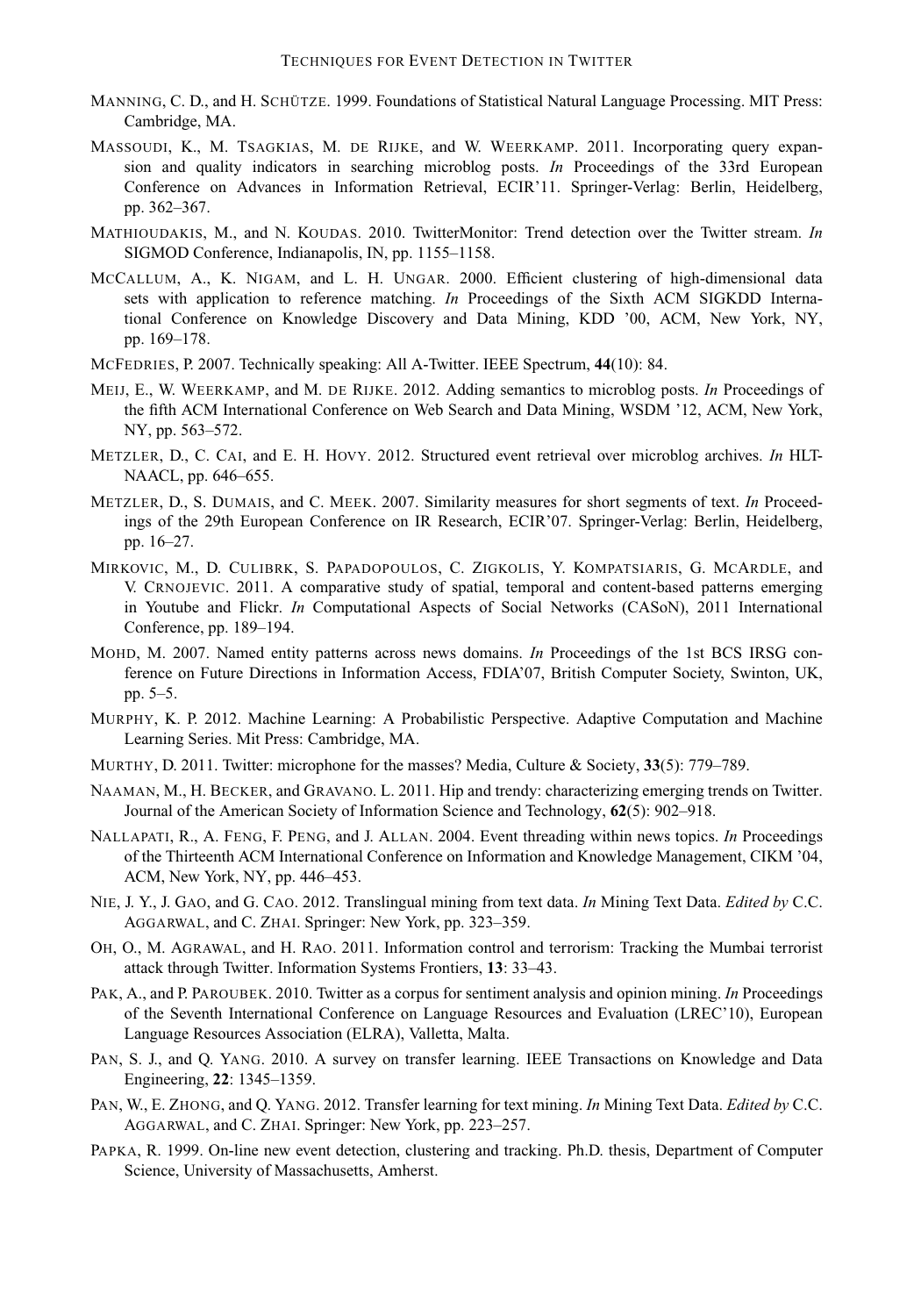Manning, C. D., and H. Schütze. 1999. Foundations of Statistical Natural Language Processing. MIT Press: Cambridge, MA.

Massoudi, K., M. Tsagkias, M. de Rijke, and W. Weerkamp. 2011. Incorporating query expansion and quality indicators in searching microblog posts. *In* Proceedings of the 33rd European Conference on Advances in Information Retrieval, ECIR'11. Springer-Verlag: Berlin, Heidelberg, pp. 362–367.

Mathioudakis, M., and N. Koudas. 2010. TwitterMonitor: Trend detection over the Twitter stream. *In* SIGMOD Conference, Indianapolis, IN, pp. 1155–1158.

McCallum, A., K. Nigam, and L. H. Ungar. 2000. Efficient clustering of high-dimensional data sets with application to reference matching. *In* Proceedings of the Sixth ACM SIGKDD International Conference on Knowledge Discovery and Data Mining, KDD '00, ACM, New York, NY, pp. 169–178.

McFedries, P. 2007. Technically speaking: All A-Twitter. IEEE Spectrum, **44**(10): 84.

Meij, E., W. Weerkamp, and M. de Rijke. 2012. Adding semantics to microblog posts. *In* Proceedings of the fifth ACM International Conference on Web Search and Data Mining, WSDM '12, ACM, New York, NY, pp. 563–572.

Metzler, D., C. Cai, and E. H. Hovy. 2012. Structured event retrieval over microblog archives. *In* HLT-NAACL, pp. 646–655.

Metzler, D., S. Dumais, and C. Meek. 2007. Similarity measures for short segments of text. *In* Proceedings of the 29th European Conference on IR Research, ECIR'07. Springer-Verlag: Berlin, Heidelberg, pp. 16–27.

Mirkovic, M., D. Culibrk, S. Papadopoulos, C. Zigkolis, Y. Kompatsiaris, G. McArdle, and V. Crnojevic. 2011. A comparative study of spatial, temporal and content-based patterns emerging in Youtube and Flickr. *In* Computational Aspects of Social Networks (CASoN), 2011 International Conference, pp. 189–194.

Mohd, M. 2007. Named entity patterns across news domains. *In* Proceedings of the 1st BCS IRSG conference on Future Directions in Information Access, FDIA'07, British Computer Society, Swinton, UK, pp. 5–5.

Murphy, K. P. 2012. Machine Learning: A Probabilistic Perspective. Adaptive Computation and Machine Learning Series. Mit Press: Cambridge, MA.

Murthy, D. 2011. Twitter: microphone for the masses? Media, Culture & Society, **33**(5): 779–789.

Naaman, M., H. Becker, and Gravano. L. 2011. Hip and trendy: characterizing emerging trends on Twitter. Journal of the American Society of Information Science and Technology, **62**(5): 902–918.

Nallapati, R., A. Feng, F. Peng, and J. Allan. 2004. Event threading within news topics. *In* Proceedings of the Thirteenth ACM International Conference on Information and Knowledge Management, CIKM '04, ACM, New York, NY, pp. 446–453.

Nie, J. Y., J. Gao, and G. Cao. 2012. Translingual mining from text data. *In* Mining Text Data. *Edited by* C.C. Aggarwal, and C. Zhai. Springer: New York, pp. 323–359.

Oh, O., M. Agrawal, and H. Rao. 2011. Information control and terrorism: Tracking the Mumbai terrorist attack through Twitter. Information Systems Frontiers, **13**: 33–43.

Pak, A., and P. Paroubek. 2010. Twitter as a corpus for sentiment analysis and opinion mining. *In* Proceedings of the Seventh International Conference on Language Resources and Evaluation (LREC'10), European Language Resources Association (ELRA), Valletta, Malta.

Pan, S. J., and Q. Yang. 2010. A survey on transfer learning. IEEE Transactions on Knowledge and Data Engineering, **22**: 1345–1359.

Pan, W., E. Zhong, and Q. Yang. 2012. Transfer learning for text mining. *In* Mining Text Data. *Edited by* C.C. Aggarwal, and C. Zhai. Springer: New York, pp. 223–257.

Papka, R. 1999. On-line new event detection, clustering and tracking. Ph.D. thesis, Department of Computer Science, University of Massachusetts, Amherst.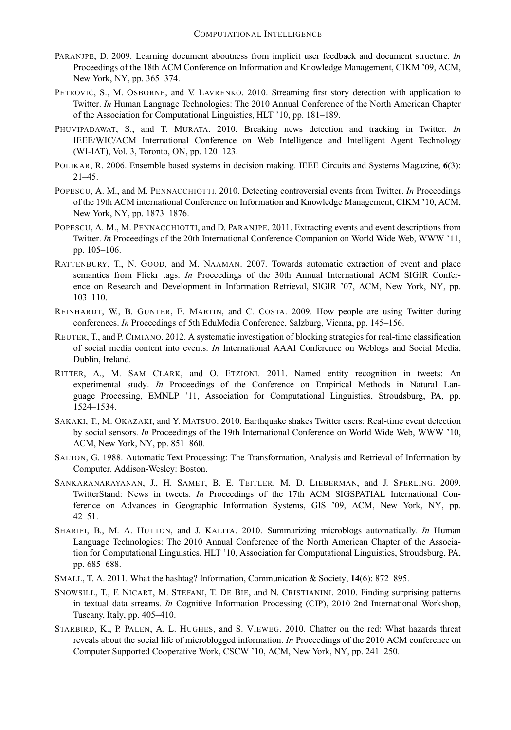PARANJPE, D. 2009. Learning document aboutness from implicit user feedback and document structure. *In* Proceedings of the 18th ACM Conference on Information and Knowledge Management, CIKM '09, ACM, New York, NY, pp. 365–374.

PETROVIĆ, S., M. OSBORNE, and V. LAVRENKO. 2010. Streaming first story detection with application to Twitter. *In* Human Language Technologies: The 2010 Annual Conference of the North American Chapter of the Association for Computational Linguistics, HLT '10, pp. 181–189.

PHUVIPADAWAT, S., and T. MURATA. 2010. Breaking news detection and tracking in Twitter. *In* IEEE/WIC/ACM International Conference on Web Intelligence and Intelligent Agent Technology (WI-IAT), Vol. 3, Toronto, ON, pp. 120–123.

POLIKAR, R. 2006. Ensemble based systems in decision making. IEEE Circuits and Systems Magazine, **6**(3): 21–45.

POPESCU, A. M., and M. PENNACCHIOTTI. 2010. Detecting controversial events from Twitter. *In* Proceedings of the 19th ACM international Conference on Information and Knowledge Management, CIKM '10, ACM, New York, NY, pp. 1873–1876.

POPESCU, A. M., M. PENNACCHIOTTI, and D. PARANJPE. 2011. Extracting events and event descriptions from Twitter. *In* Proceedings of the 20th International Conference Companion on World Wide Web, WWW '11, pp. 105–106.

RATTENBURY, T., N. GOOD, and M. NAAMAN. 2007. Towards automatic extraction of event and place semantics from Flickr tags. *In* Proceedings of the 30th Annual International ACM SIGIR Conference on Research and Development in Information Retrieval, SIGIR '07, ACM, New York, NY, pp. 103–110.

REINHARDT, W., B. GUNTER, E. MARTIN, and C. COSTA. 2009. How people are using Twitter during conferences. *In* Proceedings of 5th EduMedia Conference, Salzburg, Vienna, pp. 145–156.

REUTER, T., and P. CIMIANO. 2012. A systematic investigation of blocking strategies for real-time classification of social media content into events. *In* International AAAI Conference on Weblogs and Social Media, Dublin, Ireland.

RITTER, A., M. SAM CLARK, and O. ETZIONI. 2011. Named entity recognition in tweets: An experimental study. *In* Proceedings of the Conference on Empirical Methods in Natural Language Processing, EMNLP '11, Association for Computational Linguistics, Stroudsburg, PA, pp. 1524–1534.

SAKAKI, T., M. OKAZAKI, and Y. MATSUO. 2010. Earthquake shakes Twitter users: Real-time event detection by social sensors. *In* Proceedings of the 19th International Conference on World Wide Web, WWW '10, ACM, New York, NY, pp. 851–860.

SALTON, G. 1988. Automatic Text Processing: The Transformation, Analysis and Retrieval of Information by Computer. Addison-Wesley: Boston.

SANKARANARAYANAN, J., H. SAMET, B. E. TEITLER, M. D. LIEBERMAN, and J. SPERLING. 2009. TwitterStand: News in tweets. *In* Proceedings of the 17th ACM SIGSPATIAL International Conference on Advances in Geographic Information Systems, GIS '09, ACM, New York, NY, pp. 42–51.

SHARIFI, B., M. A. HUTTON, and J. KALITA. 2010. Summarizing microblogs automatically. *In* Human Language Technologies: The 2010 Annual Conference of the North American Chapter of the Association for Computational Linguistics, HLT '10, Association for Computational Linguistics, Stroudsburg, PA, pp. 685–688.

SMALL, T. A. 2011. What the hashtag? Information, Communication & Society, **14**(6): 872–895.

SNOWSILL, T., F. NICART, M. STEFANI, T. DE BIE, and N. CRISTIANINI. 2010. Finding surprising patterns in textual data streams. *In* Cognitive Information Processing (CIP), 2010 2nd International Workshop, Tuscany, Italy, pp. 405–410.

STARBIRD, K., P. PALEN, A. L. HUGHES, and S. VIEWEG. 2010. Chatter on the red: What hazards threat reveals about the social life of microblogged information. *In* Proceedings of the 2010 ACM conference on Computer Supported Cooperative Work, CSCW '10, ACM, New York, NY, pp. 241–250.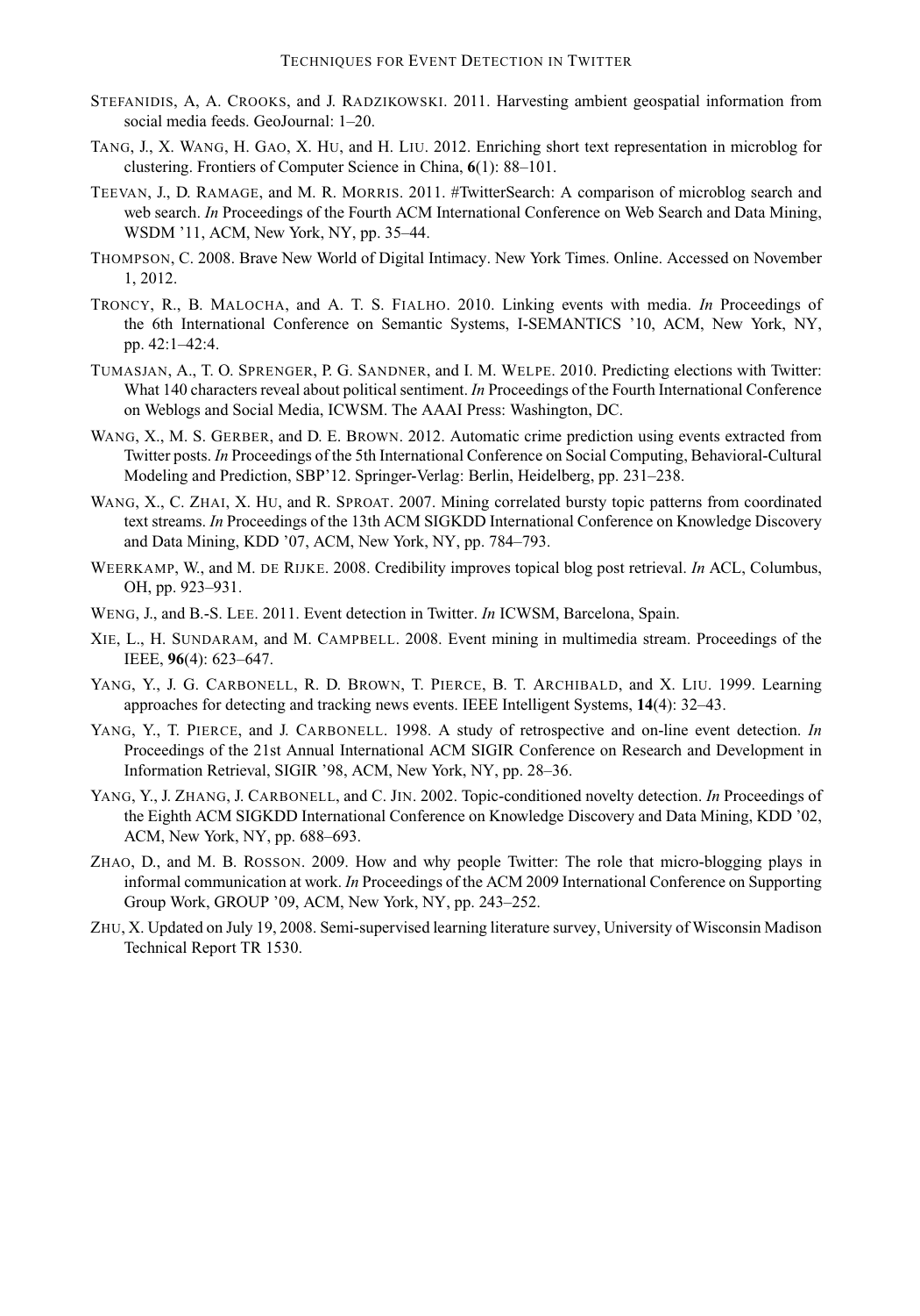STEFANIDIS, A, A. CROOKS, and J. RADZIKOWSKI. 2011. Harvesting ambient geospatial information from social media feeds. GeoJournal: 1–20.

TANG, J., X. WANG, H. GAO, X. HU, and H. LIU. 2012. Enriching short text representation in microblog for clustering. Frontiers of Computer Science in China, **6**(1): 88–101.

TEEVAN, J., D. RAMAGE, and M. R. MORRIS. 2011. #TwitterSearch: A comparison of microblog search and web search. *In* Proceedings of the Fourth ACM International Conference on Web Search and Data Mining, WSDM '11, ACM, New York, NY, pp. 35–44.

THOMPSON, C. 2008. Brave New World of Digital Intimacy. New York Times. Online. Accessed on November 1, 2012.

TRONCY, R., B. MALOCHA, and A. T. S. FIALHO. 2010. Linking events with media. *In* Proceedings of the 6th International Conference on Semantic Systems, I-SEMANTICS '10, ACM, New York, NY, pp. 42:1–42:4.

TUMASJAN, A., T. O. SPRENGER, P. G. SANDNER, and I. M. WELPE. 2010. Predicting elections with Twitter: What 140 characters reveal about political sentiment. *In* Proceedings of the Fourth International Conference on Weblogs and Social Media, ICWSM. The AAAI Press: Washington, DC.

WANG, X., M. S. GERBER, and D. E. BROWN. 2012. Automatic crime prediction using events extracted from Twitter posts. *In* Proceedings of the 5th International Conference on Social Computing, Behavioral-Cultural Modeling and Prediction, SBP'12. Springer-Verlag: Berlin, Heidelberg, pp. 231–238.

WANG, X., C. ZHAI, X. HU, and R. SPROAT. 2007. Mining correlated bursty topic patterns from coordinated text streams. *In* Proceedings of the 13th ACM SIGKDD International Conference on Knowledge Discovery and Data Mining, KDD '07, ACM, New York, NY, pp. 784–793.

WEERKAMP, W., and M. DE RIJKE. 2008. Credibility improves topical blog post retrieval. *In* ACL, Columbus, OH, pp. 923–931.

WENG, J., and B.-S. LEE. 2011. Event detection in Twitter. *In* ICWSM, Barcelona, Spain.

XIE, L., H. SUNDARAM, and M. CAMPBELL. 2008. Event mining in multimedia stream. Proceedings of the IEEE, **96**(4): 623–647.

YANG, Y., J. G. CARBONELL, R. D. BROWN, T. PIERCE, B. T. ARCHIBALD, and X. LIU. 1999. Learning approaches for detecting and tracking news events. IEEE Intelligent Systems, **14**(4): 32–43.

YANG, Y., T. PIERCE, and J. CARBONELL. 1998. A study of retrospective and on-line event detection. *In* Proceedings of the 21st Annual International ACM SIGIR Conference on Research and Development in Information Retrieval, SIGIR '98, ACM, New York, NY, pp. 28–36.

YANG, Y., J. ZHANG, J. CARBONELL, and C. JIN. 2002. Topic-conditioned novelty detection. *In* Proceedings of the Eighth ACM SIGKDD International Conference on Knowledge Discovery and Data Mining, KDD '02, ACM, New York, NY, pp. 688–693.

ZHAO, D., and M. B. ROSSON. 2009. How and why people Twitter: The role that micro-blogging plays in informal communication at work. *In* Proceedings of the ACM 2009 International Conference on Supporting Group Work, GROUP '09, ACM, New York, NY, pp. 243–252.

ZHU, X. Updated on July 19, 2008. Semi-supervised learning literature survey, University of Wisconsin Madison Technical Report TR 1530.